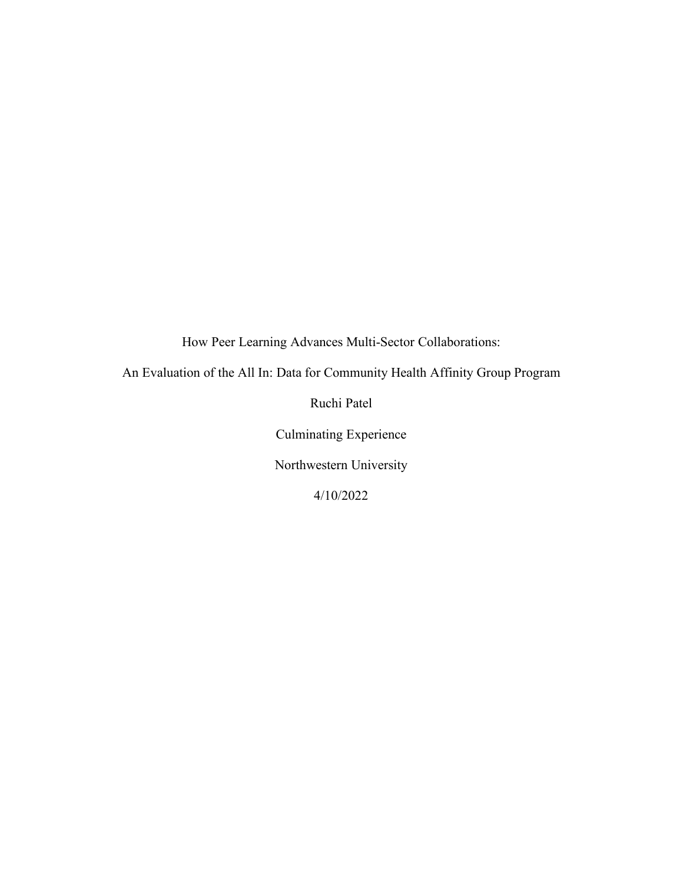# How Peer Learning Advances Multi-Sector Collaborations:

## An Evaluation of the All In: Data for Community Health Affinity Group Program

Ruchi Patel

Culminating Experience

Northwestern University

4/10/2022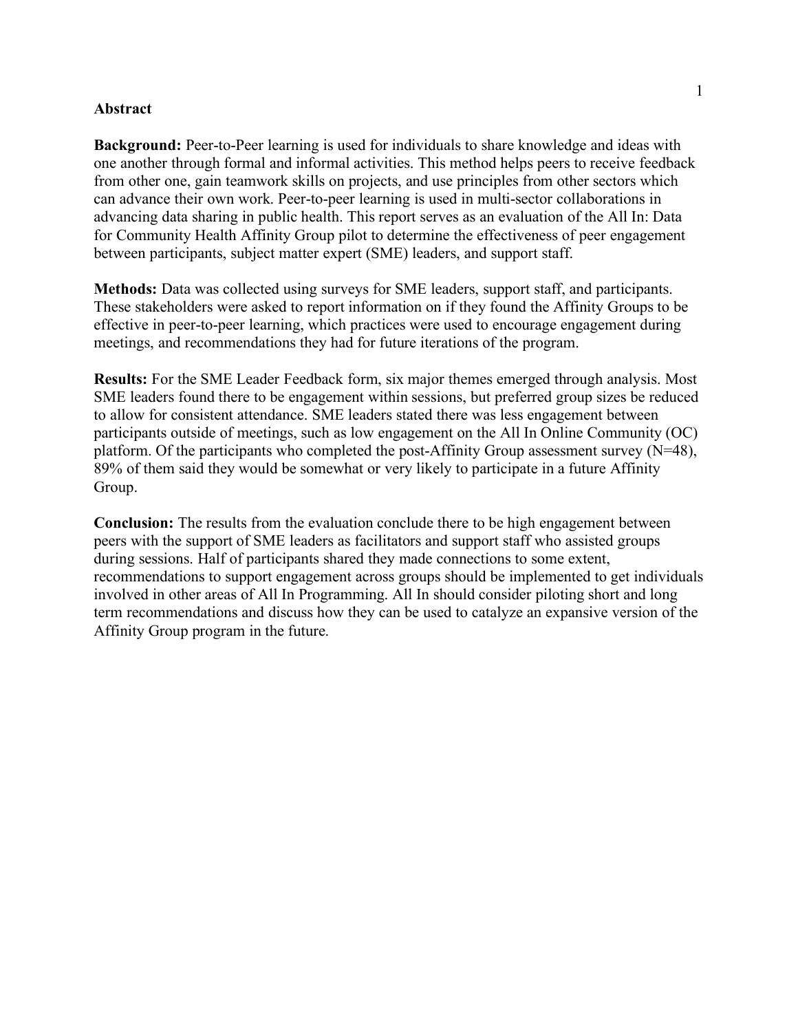## Abstract

**Background:** Peer-to-Peer learning is used for individuals to share knowledge and ideas with one another through formal and informal activities. This method helps peers to receive feedback from other one, gain teamwork skills on projects, and use principles from other sectors which can advance their own work. Peer-to-peer learning is used in multi-sector collaborations in advancing data sharing in public health. This report serves as an evaluation of the All In: Data for Community Health Affinity Group pilot to determine the effectiveness of peer engagement between participants, subject matter expert (SME) leaders, and support staff.

**Methods:** Data was collected using surveys for SME leaders, support staff, and participants. These stakeholders were asked to report information on if they found the Affinity Groups to be effective in peer-to-peer learning, which practices were used to encourage engagement during meetings, and recommendations they had for future iterations of the program.

**Results:** For the SME Leader Feedback form, six major themes emerged through analysis. Most SME leaders found there to be engagement within sessions, but preferred group sizes be reduced to allow for consistent attendance. SME leaders stated there was less engagement between participants outside of meetings, such as low engagement on the All In Online Community (OC) platform. Of the participants who completed the post-Affinity Group assessment survey (N=48), 89% of them said they would be somewhat or very likely to participate in a future Affinity Group.

**Conclusion:** The results from the evaluation conclude there to be high engagement between peers with the support of SME leaders as facilitators and support staff who assisted groups during sessions. Half of participants shared they made connections to some extent, recommendations to support engagement across groups should be implemented to get individuals involved in other areas of All In Programming. All In should consider piloting short and long term recommendations and discuss how they can be used to catalyze an expansive version of the Affinity Group program in the future.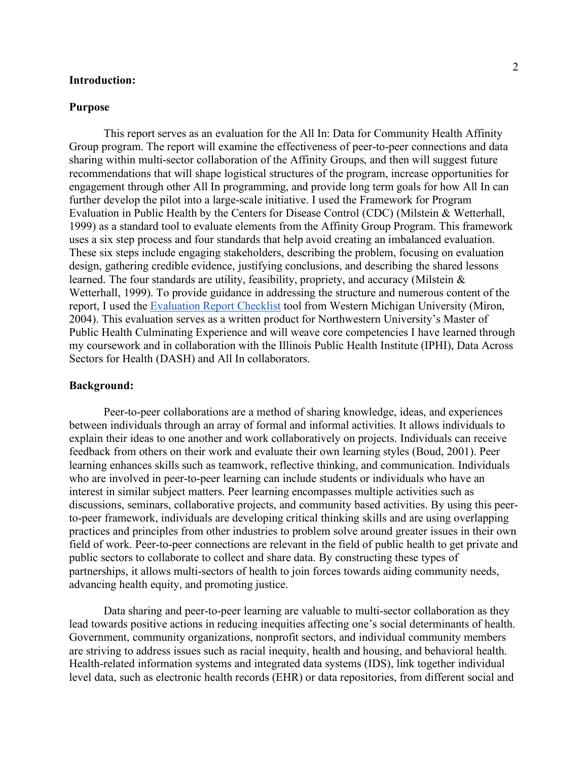**Introduction:**

**Purpose**

This report serves as an evaluation for the All In: Data for Community Health Affinity Group program. The report will examine the effectiveness of peer-to-peer connections and data sharing within multi-sector collaboration of the Affinity Groups, and then will suggest future recommendations that will shape logistical structures of the program, increase opportunities for engagement through other All In programming, and provide long term goals for how All In can further develop the pilot into a large-scale initiative. I used the Framework for Program Evaluation in Public Health by the Centers for Disease Control (CDC) (Milstein & Wetterhall, 1999) as a standard tool to evaluate elements from the Affinity Group Program. This framework uses a six step process and four standards that help avoid creating an imbalanced evaluation. These six steps include engaging stakeholders, describing the problem, focusing on evaluation design, gathering credible evidence, justifying conclusions, and describing the shared lessons learned. The four standards are utility, feasibility, propriety, and accuracy (Milstein & Wetterhall, 1999). To provide guidance in addressing the structure and numerous content of the report, I used the Evaluation Report Checklist tool from Western Michigan University (Miron, 2004). This evaluation serves as a written product for Northwestern University's Master of Public Health Culminating Experience and will weave core competencies I have learned through my coursework and in collaboration with the Illinois Public Health Institute (IPHI), Data Across Sectors for Health (DASH) and All In collaborators.

**Background:**

Peer-to-peer collaborations are a method of sharing knowledge, ideas, and experiences between individuals through an array of formal and informal activities. It allows individuals to explain their ideas to one another and work collaboratively on projects. Individuals can receive feedback from others on their work and evaluate their own learning styles (Boud, 2001). Peer learning enhances skills such as teamwork, reflective thinking, and communication. Individuals who are involved in peer-to-peer learning can include students or individuals who have an interest in similar subject matters. Peer learning encompasses multiple activities such as discussions, seminars, collaborative projects, and community based activities. By using this peer-to-peer framework, individuals are developing critical thinking skills and are using overlapping practices and principles from other industries to problem solve around greater issues in their own field of work. Peer-to-peer connections are relevant in the field of public health to get private and public sectors to collaborate to collect and share data. By constructing these types of partnerships, it allows multi-sectors of health to join forces towards aiding community needs, advancing health equity, and promoting justice.

Data sharing and peer-to-peer learning are valuable to multi-sector collaboration as they lead towards positive actions in reducing inequities affecting one's social determinants of health. Government, community organizations, nonprofit sectors, and individual community members are striving to address issues such as racial inequity, health and housing, and behavioral health. Health-related information systems and integrated data systems (IDS), link together individual level data, such as electronic health records (EHR) or data repositories, from different social and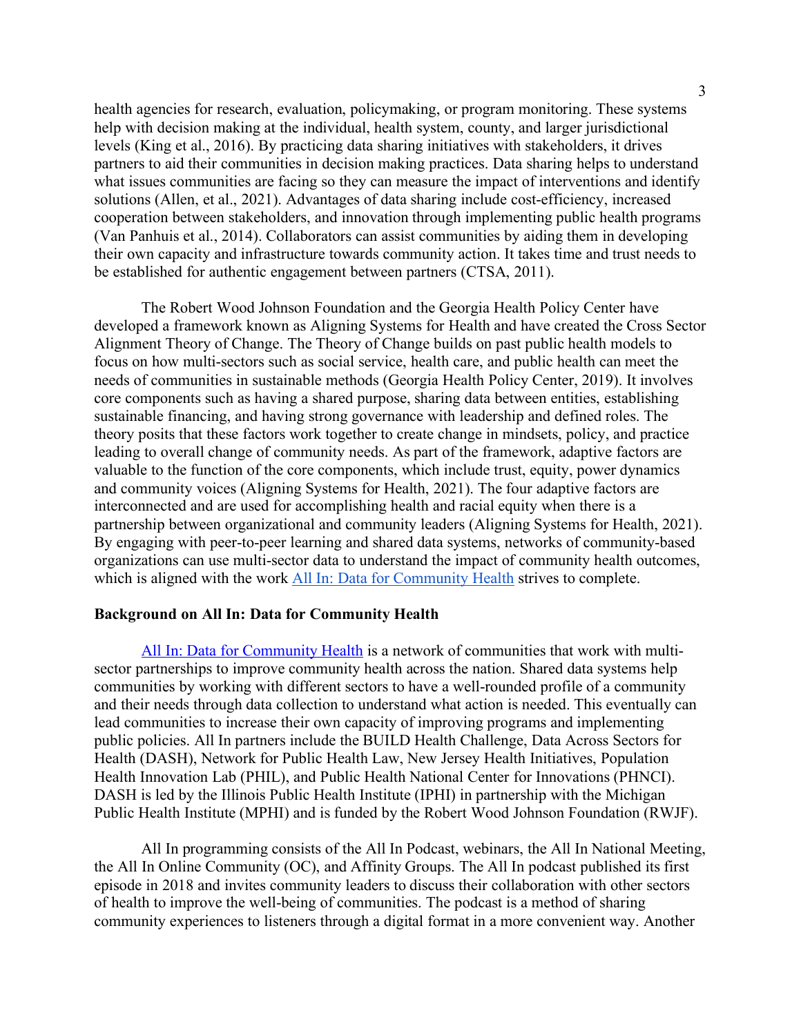health agencies for research, evaluation, policymaking, or program monitoring. These systems help with decision making at the individual, health system, county, and larger jurisdictional levels (King et al., 2016). By practicing data sharing initiatives with stakeholders, it drives partners to aid their communities in decision making practices. Data sharing helps to understand what issues communities are facing so they can measure the impact of interventions and identify solutions (Allen, et al., 2021). Advantages of data sharing include cost-efficiency, increased cooperation between stakeholders, and innovation through implementing public health programs (Van Panhuis et al., 2014). Collaborators can assist communities by aiding them in developing their own capacity and infrastructure towards community action. It takes time and trust needs to be established for authentic engagement between partners (CTSA, 2011).

The Robert Wood Johnson Foundation and the Georgia Health Policy Center have developed a framework known as Aligning Systems for Health and have created the Cross Sector Alignment Theory of Change. The Theory of Change builds on past public health models to focus on how multi-sectors such as social service, health care, and public health can meet the needs of communities in sustainable methods (Georgia Health Policy Center, 2019). It involves core components such as having a shared purpose, sharing data between entities, establishing sustainable financing, and having strong governance with leadership and defined roles. The theory posits that these factors work together to create change in mindsets, policy, and practice leading to overall change of community needs. As part of the framework, adaptive factors are valuable to the function of the core components, which include trust, equity, power dynamics and community voices (Aligning Systems for Health, 2021). The four adaptive factors are interconnected and are used for accomplishing health and racial equity when there is a partnership between organizational and community leaders (Aligning Systems for Health, 2021). By engaging with peer-to-peer learning and shared data systems, networks of community-based organizations can use multi-sector data to understand the impact of community health outcomes, which is aligned with the work All In: Data for Community Health strives to complete.

**Background on All In: Data for Community Health**

All In: Data for Community Health is a network of communities that work with multi-sector partnerships to improve community health across the nation. Shared data systems help communities by working with different sectors to have a well-rounded profile of a community and their needs through data collection to understand what action is needed. This eventually can lead communities to increase their own capacity of improving programs and implementing public policies. All In partners include the BUILD Health Challenge, Data Across Sectors for Health (DASH), Network for Public Health Law, New Jersey Health Initiatives, Population Health Innovation Lab (PHIL), and Public Health National Center for Innovations (PHNCI). DASH is led by the Illinois Public Health Institute (IPHI) in partnership with the Michigan Public Health Institute (MPHI) and is funded by the Robert Wood Johnson Foundation (RWJF).

All In programming consists of the All In Podcast, webinars, the All In National Meeting, the All In Online Community (OC), and Affinity Groups. The All In podcast published its first episode in 2018 and invites community leaders to discuss their collaboration with other sectors of health to improve the well-being of communities. The podcast is a method of sharing community experiences to listeners through a digital format in a more convenient way. Another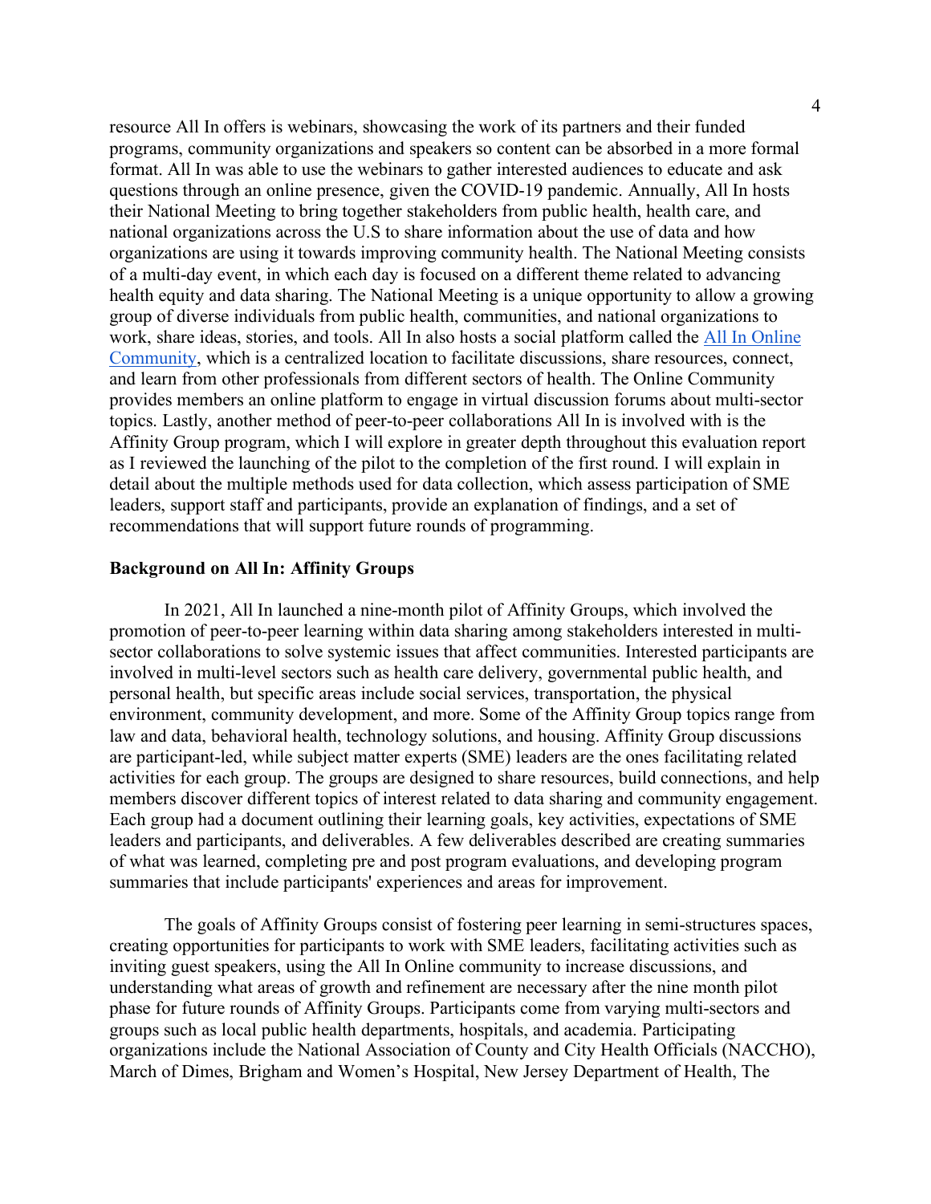resource All In offers is webinars, showcasing the work of its partners and their funded programs, community organizations and speakers so content can be absorbed in a more formal format. All In was able to use the webinars to gather interested audiences to educate and ask questions through an online presence, given the COVID-19 pandemic. Annually, All In hosts their National Meeting to bring together stakeholders from public health, health care, and national organizations across the U.S to share information about the use of data and how organizations are using it towards improving community health. The National Meeting consists of a multi-day event, in which each day is focused on a different theme related to advancing health equity and data sharing. The National Meeting is a unique opportunity to allow a growing group of diverse individuals from public health, communities, and national organizations to work, share ideas, stories, and tools. All In also hosts a social platform called the All In Online Community, which is a centralized location to facilitate discussions, share resources, connect, and learn from other professionals from different sectors of health. The Online Community provides members an online platform to engage in virtual discussion forums about multi-sector topics. Lastly, another method of peer-to-peer collaborations All In is involved with is the Affinity Group program, which I will explore in greater depth throughout this evaluation report as I reviewed the launching of the pilot to the completion of the first round. I will explain in detail about the multiple methods used for data collection, which assess participation of SME leaders, support staff and participants, provide an explanation of findings, and a set of recommendations that will support future rounds of programming.

**Background on All In: Affinity Groups**

In 2021, All In launched a nine-month pilot of Affinity Groups, which involved the promotion of peer-to-peer learning within data sharing among stakeholders interested in multi-sector collaborations to solve systemic issues that affect communities. Interested participants are involved in multi-level sectors such as health care delivery, governmental public health, and personal health, but specific areas include social services, transportation, the physical environment, community development, and more. Some of the Affinity Group topics range from law and data, behavioral health, technology solutions, and housing. Affinity Group discussions are participant-led, while subject matter experts (SME) leaders are the ones facilitating related activities for each group. The groups are designed to share resources, build connections, and help members discover different topics of interest related to data sharing and community engagement. Each group had a document outlining their learning goals, key activities, expectations of SME leaders and participants, and deliverables. A few deliverables described are creating summaries of what was learned, completing pre and post program evaluations, and developing program summaries that include participants' experiences and areas for improvement.

The goals of Affinity Groups consist of fostering peer learning in semi-structures spaces, creating opportunities for participants to work with SME leaders, facilitating activities such as inviting guest speakers, using the All In Online community to increase discussions, and understanding what areas of growth and refinement are necessary after the nine month pilot phase for future rounds of Affinity Groups. Participants come from varying multi-sectors and groups such as local public health departments, hospitals, and academia. Participating organizations include the National Association of County and City Health Officials (NACCHO), March of Dimes, Brigham and Women's Hospital, New Jersey Department of Health, The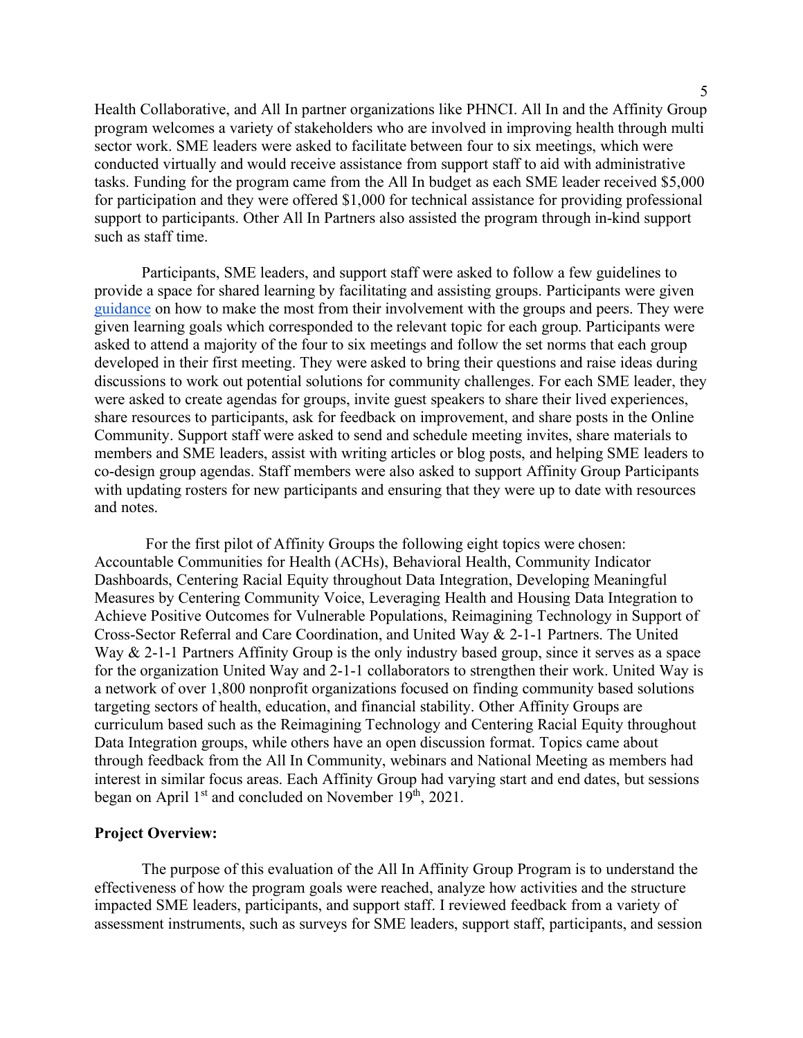Health Collaborative, and All In partner organizations like PHNCI. All In and the Affinity Group program welcomes a variety of stakeholders who are involved in improving health through multi sector work. SME leaders were asked to facilitate between four to six meetings, which were conducted virtually and would receive assistance from support staff to aid with administrative tasks. Funding for the program came from the All In budget as each SME leader received $5,000 for participation and they were offered $1,000 for technical assistance for providing professional support to participants. Other All In Partners also assisted the program through in-kind support such as staff time.

Participants, SME leaders, and support staff were asked to follow a few guidelines to provide a space for shared learning by facilitating and assisting groups. Participants were given guidance on how to make the most from their involvement with the groups and peers. They were given learning goals which corresponded to the relevant topic for each group. Participants were asked to attend a majority of the four to six meetings and follow the set norms that each group developed in their first meeting. They were asked to bring their questions and raise ideas during discussions to work out potential solutions for community challenges. For each SME leader, they were asked to create agendas for groups, invite guest speakers to share their lived experiences, share resources to participants, ask for feedback on improvement, and share posts in the Online Community. Support staff were asked to send and schedule meeting invites, share materials to members and SME leaders, assist with writing articles or blog posts, and helping SME leaders to co-design group agendas. Staff members were also asked to support Affinity Group Participants with updating rosters for new participants and ensuring that they were up to date with resources and notes.

For the first pilot of Affinity Groups the following eight topics were chosen: Accountable Communities for Health (ACHs), Behavioral Health, Community Indicator Dashboards, Centering Racial Equity throughout Data Integration, Developing Meaningful Measures by Centering Community Voice, Leveraging Health and Housing Data Integration to Achieve Positive Outcomes for Vulnerable Populations, Reimagining Technology in Support of Cross-Sector Referral and Care Coordination, and United Way & 2-1-1 Partners. The United Way & 2-1-1 Partners Affinity Group is the only industry based group, since it serves as a space for the organization United Way and 2-1-1 collaborators to strengthen their work. United Way is a network of over 1,800 nonprofit organizations focused on finding community based solutions targeting sectors of health, education, and financial stability. Other Affinity Groups are curriculum based such as the Reimagining Technology and Centering Racial Equity throughout Data Integration groups, while others have an open discussion format. Topics came about through feedback from the All In Community, webinars and National Meeting as members had interest in similar focus areas. Each Affinity Group had varying start and end dates, but sessions began on April 1st and concluded on November 19th, 2021.

**Project Overview:**

The purpose of this evaluation of the All In Affinity Group Program is to understand the effectiveness of how the program goals were reached, analyze how activities and the structure impacted SME leaders, participants, and support staff. I reviewed feedback from a variety of assessment instruments, such as surveys for SME leaders, support staff, participants, and session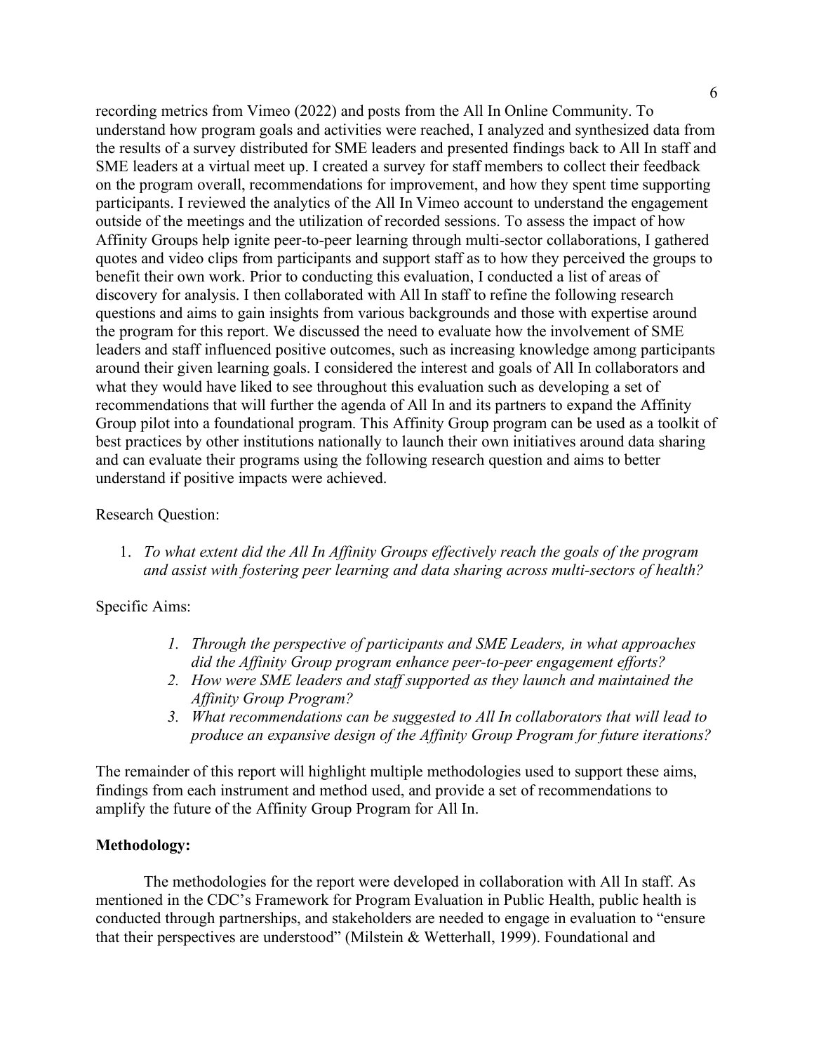recording metrics from Vimeo (2022) and posts from the All In Online Community. To understand how program goals and activities were reached, I analyzed and synthesized data from the results of a survey distributed for SME leaders and presented findings back to All In staff and SME leaders at a virtual meet up. I created a survey for staff members to collect their feedback on the program overall, recommendations for improvement, and how they spent time supporting participants. I reviewed the analytics of the All In Vimeo account to understand the engagement outside of the meetings and the utilization of recorded sessions. To assess the impact of how Affinity Groups help ignite peer-to-peer learning through multi-sector collaborations, I gathered quotes and video clips from participants and support staff as to how they perceived the groups to benefit their own work. Prior to conducting this evaluation, I conducted a list of areas of discovery for analysis. I then collaborated with All In staff to refine the following research questions and aims to gain insights from various backgrounds and those with expertise around the program for this report. We discussed the need to evaluate how the involvement of SME leaders and staff influenced positive outcomes, such as increasing knowledge among participants around their given learning goals. I considered the interest and goals of All In collaborators and what they would have liked to see throughout this evaluation such as developing a set of recommendations that will further the agenda of All In and its partners to expand the Affinity Group pilot into a foundational program. This Affinity Group program can be used as a toolkit of best practices by other institutions nationally to launch their own initiatives around data sharing and can evaluate their programs using the following research question and aims to better understand if positive impacts were achieved.

Research Question:

1. *To what extent did the All In Affinity Groups effectively reach the goals of the program and assist with fostering peer learning and data sharing across multi-sectors of health?*

Specific Aims:

1. *Through the perspective of participants and SME Leaders, in what approaches did the Affinity Group program enhance peer-to-peer engagement efforts?*
2. *How were SME leaders and staff supported as they launch and maintained the Affinity Group Program?*
3. *What recommendations can be suggested to All In collaborators that will lead to produce an expansive design of the Affinity Group Program for future iterations?*

The remainder of this report will highlight multiple methodologies used to support these aims, findings from each instrument and method used, and provide a set of recommendations to amplify the future of the Affinity Group Program for All In.

**Methodology:**

The methodologies for the report were developed in collaboration with All In staff. As mentioned in the CDC's Framework for Program Evaluation in Public Health, public health is conducted through partnerships, and stakeholders are needed to engage in evaluation to "ensure that their perspectives are understood" (Milstein & Wetterhall, 1999). Foundational and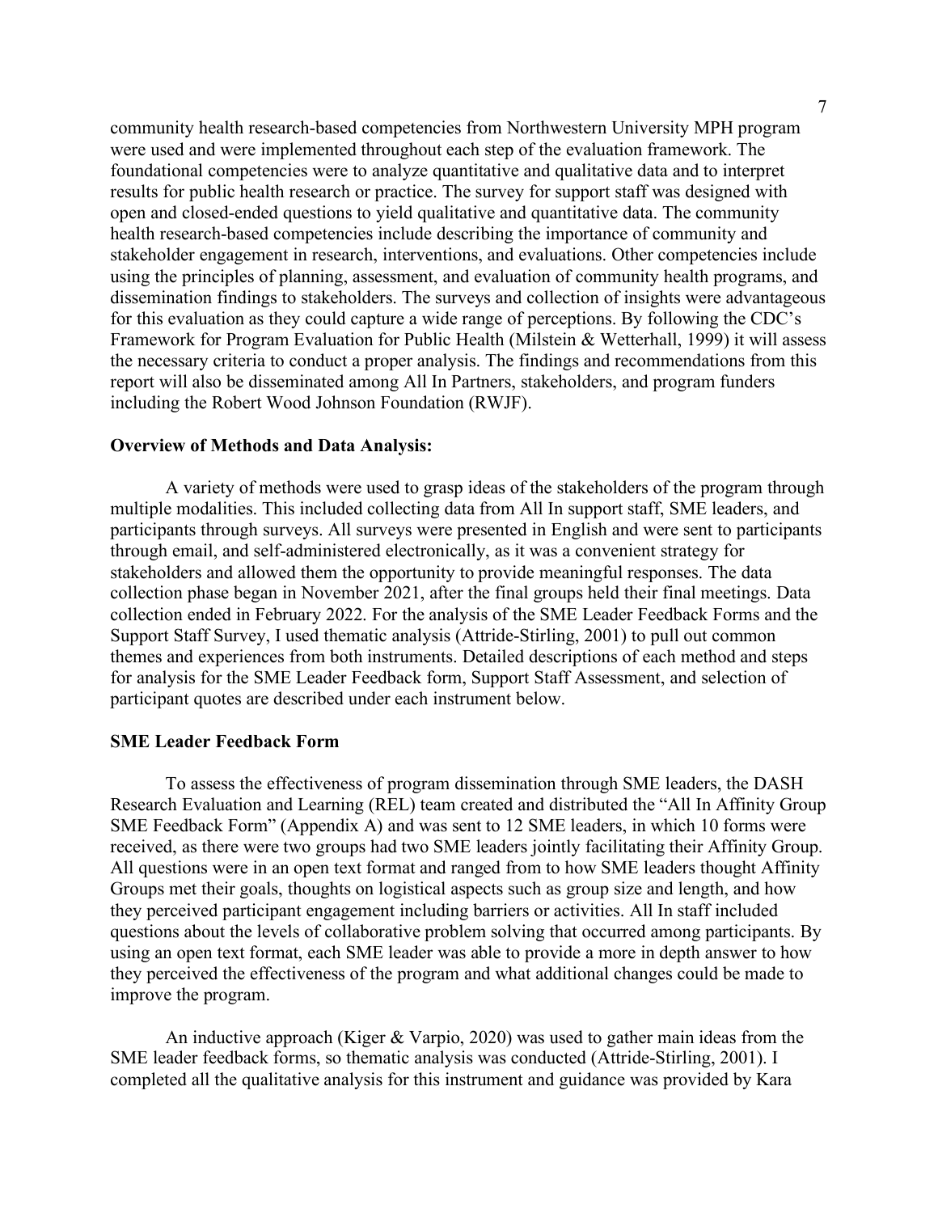community health research-based competencies from Northwestern University MPH program were used and were implemented throughout each step of the evaluation framework. The foundational competencies were to analyze quantitative and qualitative data and to interpret results for public health research or practice. The survey for support staff was designed with open and closed-ended questions to yield qualitative and quantitative data. The community health research-based competencies include describing the importance of community and stakeholder engagement in research, interventions, and evaluations. Other competencies include using the principles of planning, assessment, and evaluation of community health programs, and dissemination findings to stakeholders. The surveys and collection of insights were advantageous for this evaluation as they could capture a wide range of perceptions. By following the CDC's Framework for Program Evaluation for Public Health (Milstein & Wetterhall, 1999) it will assess the necessary criteria to conduct a proper analysis. The findings and recommendations from this report will also be disseminated among All In Partners, stakeholders, and program funders including the Robert Wood Johnson Foundation (RWJF).

**Overview of Methods and Data Analysis:**

A variety of methods were used to grasp ideas of the stakeholders of the program through multiple modalities. This included collecting data from All In support staff, SME leaders, and participants through surveys. All surveys were presented in English and were sent to participants through email, and self-administered electronically, as it was a convenient strategy for stakeholders and allowed them the opportunity to provide meaningful responses. The data collection phase began in November 2021, after the final groups held their final meetings. Data collection ended in February 2022. For the analysis of the SME Leader Feedback Forms and the Support Staff Survey, I used thematic analysis (Attride-Stirling, 2001) to pull out common themes and experiences from both instruments. Detailed descriptions of each method and steps for analysis for the SME Leader Feedback form, Support Staff Assessment, and selection of participant quotes are described under each instrument below.

**SME Leader Feedback Form**

To assess the effectiveness of program dissemination through SME leaders, the DASH Research Evaluation and Learning (REL) team created and distributed the "All In Affinity Group SME Feedback Form" (Appendix A) and was sent to 12 SME leaders, in which 10 forms were received, as there were two groups had two SME leaders jointly facilitating their Affinity Group. All questions were in an open text format and ranged from to how SME leaders thought Affinity Groups met their goals, thoughts on logistical aspects such as group size and length, and how they perceived participant engagement including barriers or activities. All In staff included questions about the levels of collaborative problem solving that occurred among participants. By using an open text format, each SME leader was able to provide a more in depth answer to how they perceived the effectiveness of the program and what additional changes could be made to improve the program.

An inductive approach (Kiger & Varpio, 2020) was used to gather main ideas from the SME leader feedback forms, so thematic analysis was conducted (Attride-Stirling, 2001). I completed all the qualitative analysis for this instrument and guidance was provided by Kara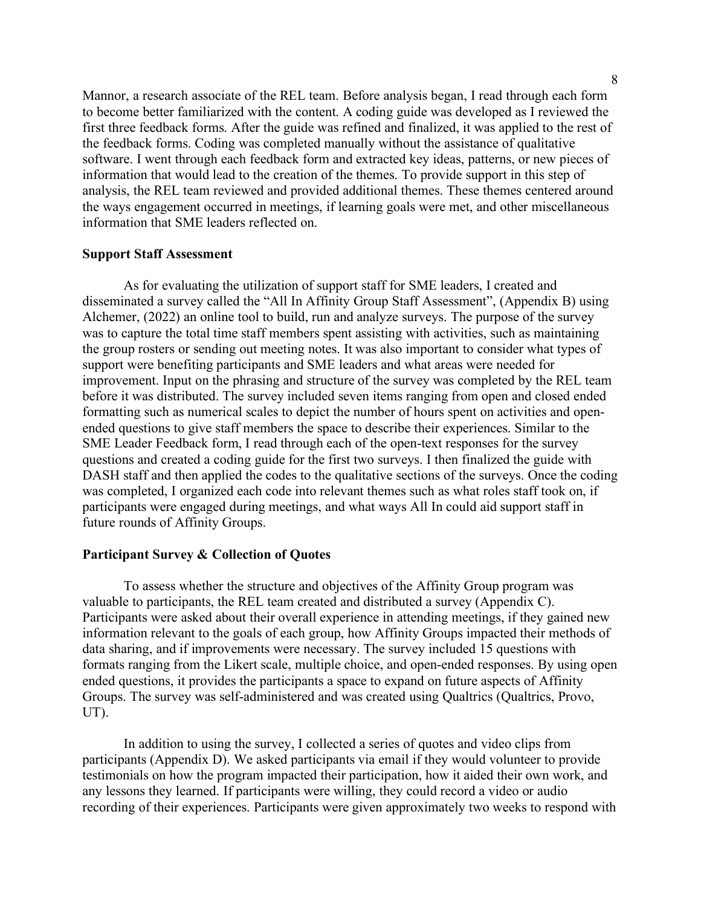Mannor, a research associate of the REL team. Before analysis began, I read through each form to become better familiarized with the content. A coding guide was developed as I reviewed the first three feedback forms. After the guide was refined and finalized, it was applied to the rest of the feedback forms. Coding was completed manually without the assistance of qualitative software. I went through each feedback form and extracted key ideas, patterns, or new pieces of information that would lead to the creation of the themes. To provide support in this step of analysis, the REL team reviewed and provided additional themes. These themes centered around the ways engagement occurred in meetings, if learning goals were met, and other miscellaneous information that SME leaders reflected on.

### Support Staff Assessment

As for evaluating the utilization of support staff for SME leaders, I created and disseminated a survey called the "All In Affinity Group Staff Assessment", (Appendix B) using Alchemer, (2022) an online tool to build, run and analyze surveys. The purpose of the survey was to capture the total time staff members spent assisting with activities, such as maintaining the group rosters or sending out meeting notes. It was also important to consider what types of support were benefiting participants and SME leaders and what areas were needed for improvement. Input on the phrasing and structure of the survey was completed by the REL team before it was distributed. The survey included seven items ranging from open and closed ended formatting such as numerical scales to depict the number of hours spent on activities and open-ended questions to give staff members the space to describe their experiences. Similar to the SME Leader Feedback form, I read through each of the open-text responses for the survey questions and created a coding guide for the first two surveys. I then finalized the guide with DASH staff and then applied the codes to the qualitative sections of the surveys. Once the coding was completed, I organized each code into relevant themes such as what roles staff took on, if participants were engaged during meetings, and what ways All In could aid support staff in future rounds of Affinity Groups.

### Participant Survey & Collection of Quotes

To assess whether the structure and objectives of the Affinity Group program was valuable to participants, the REL team created and distributed a survey (Appendix C). Participants were asked about their overall experience in attending meetings, if they gained new information relevant to the goals of each group, how Affinity Groups impacted their methods of data sharing, and if improvements were necessary. The survey included 15 questions with formats ranging from the Likert scale, multiple choice, and open-ended responses. By using open ended questions, it provides the participants a space to expand on future aspects of Affinity Groups. The survey was self-administered and was created using Qualtrics (Qualtrics, Provo, UT).

In addition to using the survey, I collected a series of quotes and video clips from participants (Appendix D). We asked participants via email if they would volunteer to provide testimonials on how the program impacted their participation, how it aided their own work, and any lessons they learned. If participants were willing, they could record a video or audio recording of their experiences. Participants were given approximately two weeks to respond with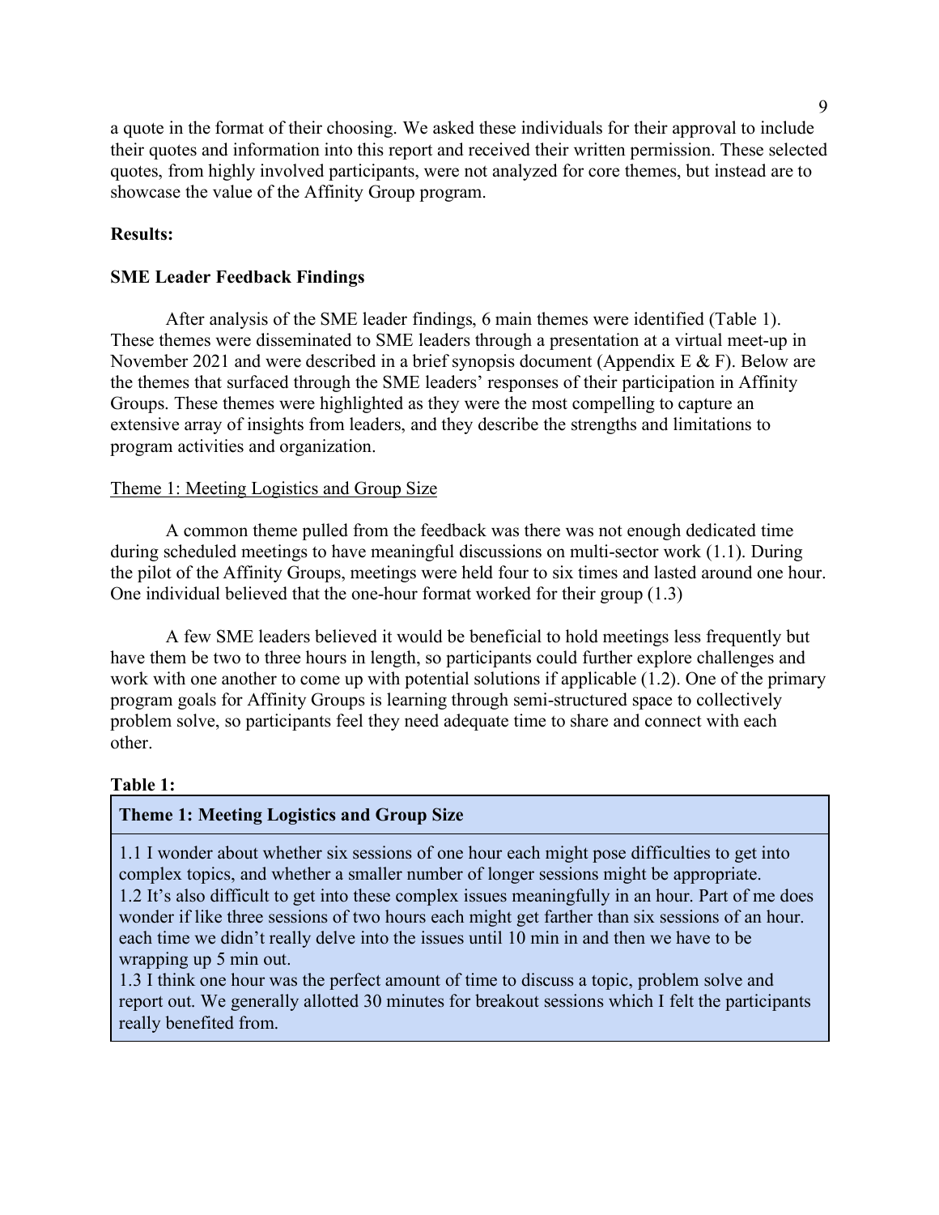a quote in the format of their choosing. We asked these individuals for their approval to include their quotes and information into this report and received their written permission. These selected quotes, from highly involved participants, were not analyzed for core themes, but instead are to showcase the value of the Affinity Group program.

**Results:**

**SME Leader Feedback Findings**

After analysis of the SME leader findings, 6 main themes were identified (Table 1). These themes were disseminated to SME leaders through a presentation at a virtual meet-up in November 2021 and were described in a brief synopsis document (Appendix E & F). Below are the themes that surfaced through the SME leaders' responses of their participation in Affinity Groups. These themes were highlighted as they were the most compelling to capture an extensive array of insights from leaders, and they describe the strengths and limitations to program activities and organization.

Theme 1: Meeting Logistics and Group Size

A common theme pulled from the feedback was there was not enough dedicated time during scheduled meetings to have meaningful discussions on multi-sector work (1.1). During the pilot of the Affinity Groups, meetings were held four to six times and lasted around one hour. One individual believed that the one-hour format worked for their group (1.3)

A few SME leaders believed it would be beneficial to hold meetings less frequently but have them be two to three hours in length, so participants could further explore challenges and work with one another to come up with potential solutions if applicable (1.2). One of the primary program goals for Affinity Groups is learning through semi-structured space to collectively problem solve, so participants feel they need adequate time to share and connect with each other.

**Table 1:**

| **Theme 1: Meeting Logistics and Group Size** |
|---|
| 1.1 I wonder about whether six sessions of one hour each might pose difficulties to get into complex topics, and whether a smaller number of longer sessions might be appropriate.<br>1.2 It's also difficult to get into these complex issues meaningfully in an hour. Part of me does wonder if like three sessions of two hours each might get farther than six sessions of an hour. each time we didn't really delve into the issues until 10 min in and then we have to be wrapping up 5 min out.<br>1.3 I think one hour was the perfect amount of time to discuss a topic, problem solve and report out. We generally allotted 30 minutes for breakout sessions which I felt the participants really benefited from. |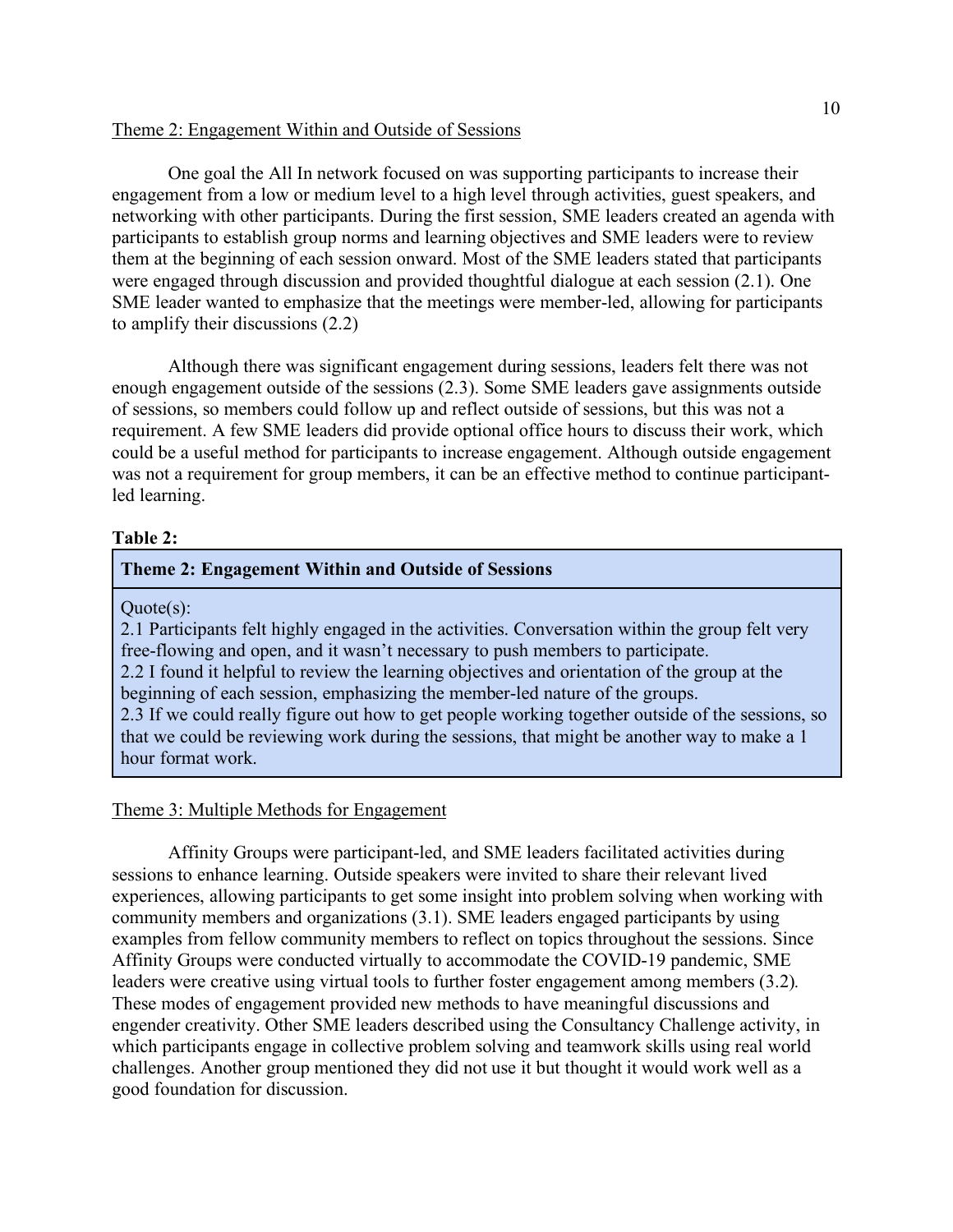Theme 2: Engagement Within and Outside of Sessions

One goal the All In network focused on was supporting participants to increase their engagement from a low or medium level to a high level through activities, guest speakers, and networking with other participants. During the first session, SME leaders created an agenda with participants to establish group norms and learning objectives and SME leaders were to review them at the beginning of each session onward. Most of the SME leaders stated that participants were engaged through discussion and provided thoughtful dialogue at each session (2.1). One SME leader wanted to emphasize that the meetings were member-led, allowing for participants to amplify their discussions (2.2)

Although there was significant engagement during sessions, leaders felt there was not enough engagement outside of the sessions (2.3). Some SME leaders gave assignments outside of sessions, so members could follow up and reflect outside of sessions, but this was not a requirement. A few SME leaders did provide optional office hours to discuss their work, which could be a useful method for participants to increase engagement. Although outside engagement was not a requirement for group members, it can be an effective method to continue participant-led learning.

**Table 2:**

| **Theme 2: Engagement Within and Outside of Sessions** |
| --- |
| Quote(s):<br>2.1 Participants felt highly engaged in the activities. Conversation within the group felt very free-flowing and open, and it wasn't necessary to push members to participate.<br>2.2 I found it helpful to review the learning objectives and orientation of the group at the beginning of each session, emphasizing the member-led nature of the groups.<br>2.3 If we could really figure out how to get people working together outside of the sessions, so that we could be reviewing work during the sessions, that might be another way to make a 1 hour format work. |

Theme 3: Multiple Methods for Engagement

Affinity Groups were participant-led, and SME leaders facilitated activities during sessions to enhance learning. Outside speakers were invited to share their relevant lived experiences, allowing participants to get some insight into problem solving when working with community members and organizations (3.1). SME leaders engaged participants by using examples from fellow community members to reflect on topics throughout the sessions. Since Affinity Groups were conducted virtually to accommodate the COVID-19 pandemic, SME leaders were creative using virtual tools to further foster engagement among members (3.2). These modes of engagement provided new methods to have meaningful discussions and engender creativity. Other SME leaders described using the Consultancy Challenge activity, in which participants engage in collective problem solving and teamwork skills using real world challenges. Another group mentioned they did not use it but thought it would work well as a good foundation for discussion.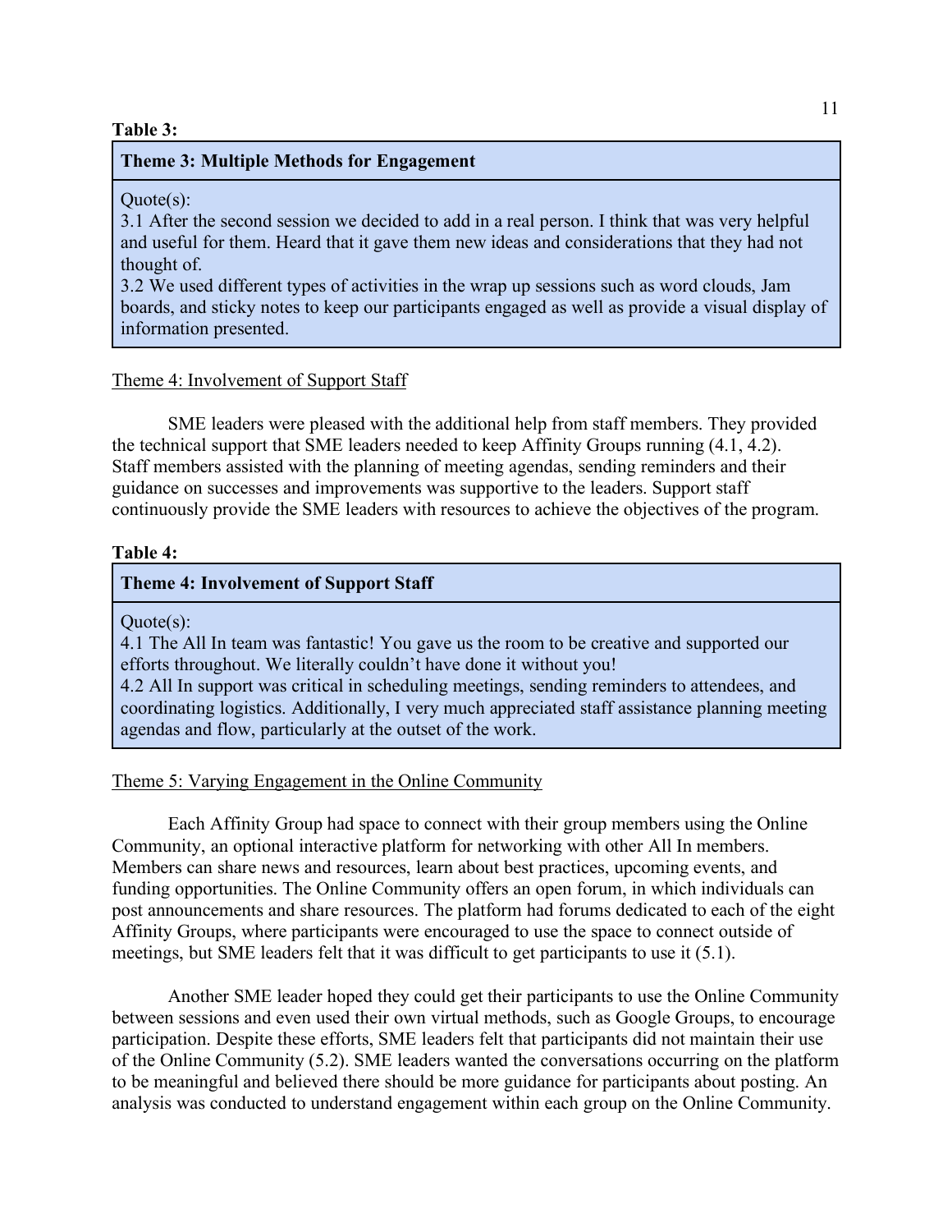**Table 3:**

| **Theme 3: Multiple Methods for Engagement** |
|---|
| Quote(s):<br>3.1 After the second session we decided to add in a real person. I think that was very helpful and useful for them. Heard that it gave them new ideas and considerations that they had not thought of.<br>3.2 We used different types of activities in the wrap up sessions such as word clouds, Jam boards, and sticky notes to keep our participants engaged as well as provide a visual display of information presented. |

<u>Theme 4: Involvement of Support Staff</u>

SME leaders were pleased with the additional help from staff members. They provided the technical support that SME leaders needed to keep Affinity Groups running (4.1, 4.2). Staff members assisted with the planning of meeting agendas, sending reminders and their guidance on successes and improvements was supportive to the leaders. Support staff continuously provide the SME leaders with resources to achieve the objectives of the program.

**Table 4:**

| **Theme 4: Involvement of Support Staff** |
|---|
| Quote(s):<br>4.1 The All In team was fantastic! You gave us the room to be creative and supported our efforts throughout. We literally couldn't have done it without you!<br>4.2 All In support was critical in scheduling meetings, sending reminders to attendees, and coordinating logistics. Additionally, I very much appreciated staff assistance planning meeting agendas and flow, particularly at the outset of the work. |

<u>Theme 5: Varying Engagement in the Online Community</u>

Each Affinity Group had space to connect with their group members using the Online Community, an optional interactive platform for networking with other All In members. Members can share news and resources, learn about best practices, upcoming events, and funding opportunities. The Online Community offers an open forum, in which individuals can post announcements and share resources. The platform had forums dedicated to each of the eight Affinity Groups, where participants were encouraged to use the space to connect outside of meetings, but SME leaders felt that it was difficult to get participants to use it (5.1).

Another SME leader hoped they could get their participants to use the Online Community between sessions and even used their own virtual methods, such as Google Groups, to encourage participation. Despite these efforts, SME leaders felt that participants did not maintain their use of the Online Community (5.2). SME leaders wanted the conversations occurring on the platform to be meaningful and believed there should be more guidance for participants about posting. An analysis was conducted to understand engagement within each group on the Online Community.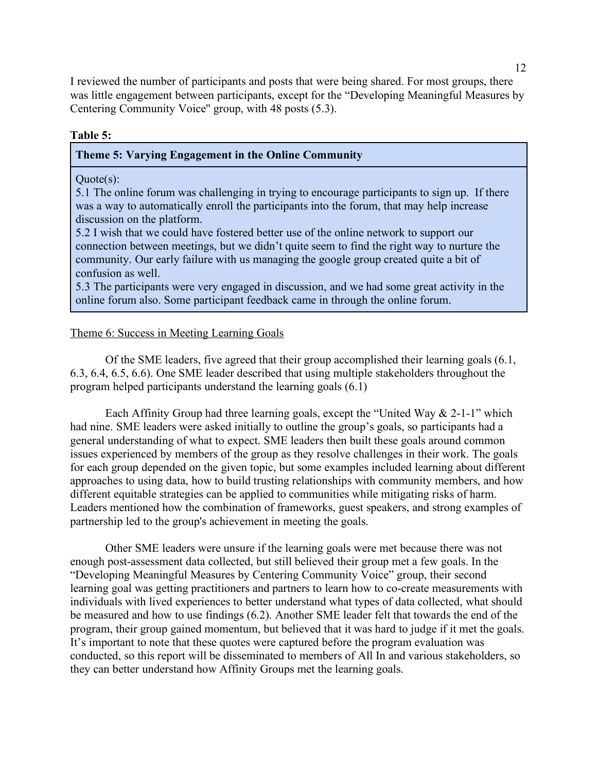I reviewed the number of participants and posts that were being shared. For most groups, there was little engagement between participants, except for the "Developing Meaningful Measures by Centering Community Voice" group, with 48 posts (5.3).

**Table 5:**

| **Theme 5: Varying Engagement in the Online Community** |
|---|
| Quote(s):<br>5.1 The online forum was challenging in trying to encourage participants to sign up. If there was a way to automatically enroll the participants into the forum, that may help increase discussion on the platform.<br>5.2 I wish that we could have fostered better use of the online network to support our connection between meetings, but we didn't quite seem to find the right way to nurture the community. Our early failure with us managing the google group created quite a bit of confusion as well.<br>5.3 The participants were very engaged in discussion, and we had some great activity in the online forum also. Some participant feedback came in through the online forum. |

Theme 6: Success in Meeting Learning Goals

Of the SME leaders, five agreed that their group accomplished their learning goals (6.1, 6.3, 6.4, 6.5, 6.6). One SME leader described that using multiple stakeholders throughout the program helped participants understand the learning goals (6.1)

Each Affinity Group had three learning goals, except the "United Way & 2-1-1" which had nine. SME leaders were asked initially to outline the group's goals, so participants had a general understanding of what to expect. SME leaders then built these goals around common issues experienced by members of the group as they resolve challenges in their work. The goals for each group depended on the given topic, but some examples included learning about different approaches to using data, how to build trusting relationships with community members, and how different equitable strategies can be applied to communities while mitigating risks of harm. Leaders mentioned how the combination of frameworks, guest speakers, and strong examples of partnership led to the group's achievement in meeting the goals.

Other SME leaders were unsure if the learning goals were met because there was not enough post-assessment data collected, but still believed their group met a few goals. In the "Developing Meaningful Measures by Centering Community Voice" group, their second learning goal was getting practitioners and partners to learn how to co-create measurements with individuals with lived experiences to better understand what types of data collected, what should be measured and how to use findings (6.2). Another SME leader felt that towards the end of the program, their group gained momentum, but believed that it was hard to judge if it met the goals. It's important to note that these quotes were captured before the program evaluation was conducted, so this report will be disseminated to members of All In and various stakeholders, so they can better understand how Affinity Groups met the learning goals.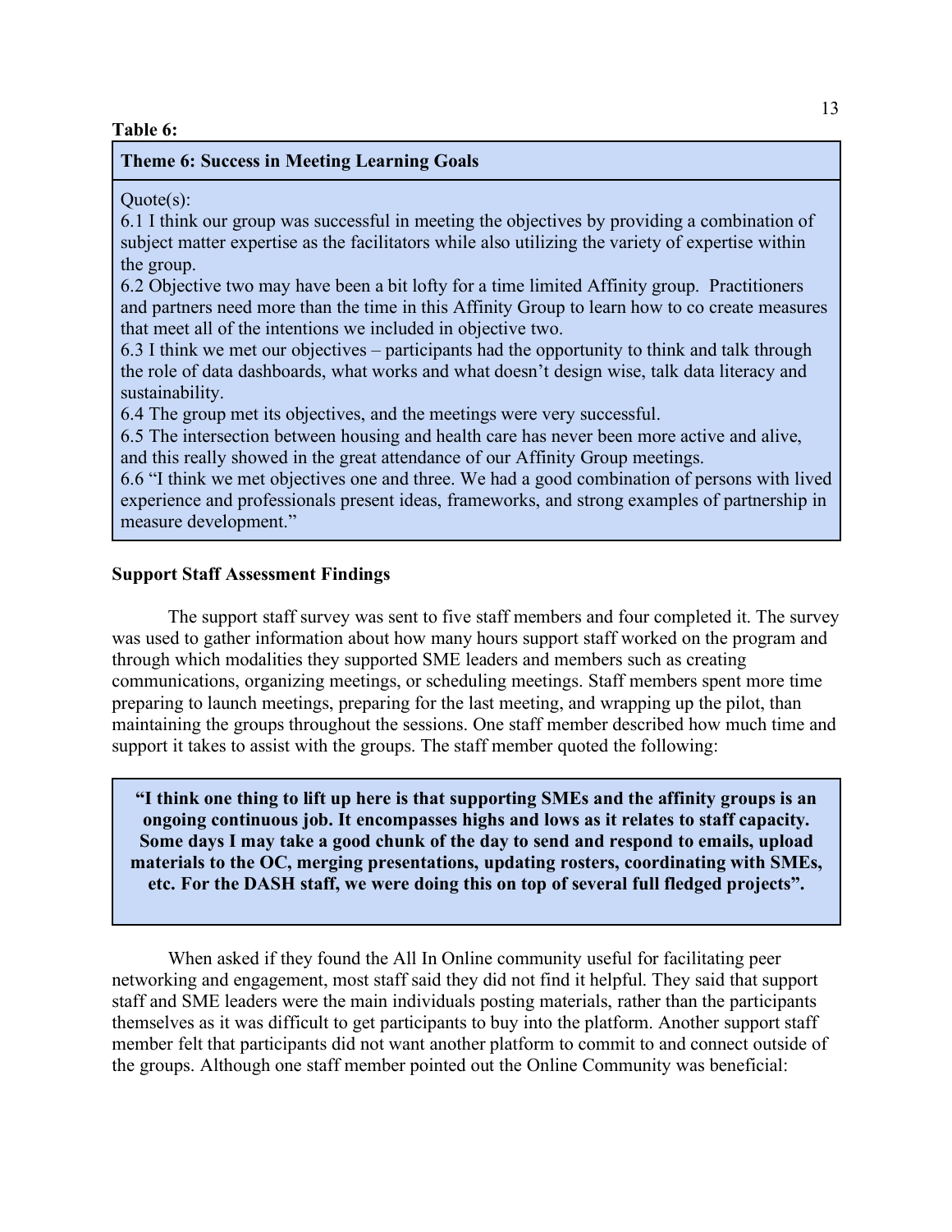**Table 6:**

| **Theme 6: Success in Meeting Learning Goals** |
|---|
| Quote(s):<br>6.1 I think our group was successful in meeting the objectives by providing a combination of subject matter expertise as the facilitators while also utilizing the variety of expertise within the group.<br>6.2 Objective two may have been a bit lofty for a time limited Affinity group. Practitioners and partners need more than the time in this Affinity Group to learn how to co create measures that meet all of the intentions we included in objective two.<br>6.3 I think we met our objectives – participants had the opportunity to think and talk through the role of data dashboards, what works and what doesn't design wise, talk data literacy and sustainability.<br>6.4 The group met its objectives, and the meetings were very successful.<br>6.5 The intersection between housing and health care has never been more active and alive, and this really showed in the great attendance of our Affinity Group meetings.<br>6.6 "I think we met objectives one and three. We had a good combination of persons with lived experience and professionals present ideas, frameworks, and strong examples of partnership in measure development." |

**Support Staff Assessment Findings**

The support staff survey was sent to five staff members and four completed it. The survey was used to gather information about how many hours support staff worked on the program and through which modalities they supported SME leaders and members such as creating communications, organizing meetings, or scheduling meetings. Staff members spent more time preparing to launch meetings, preparing for the last meeting, and wrapping up the pilot, than maintaining the groups throughout the sessions. One staff member described how much time and support it takes to assist with the groups. The staff member quoted the following:

> **"I think one thing to lift up here is that supporting SMEs and the affinity groups is an ongoing continuous job. It encompasses highs and lows as it relates to staff capacity. Some days I may take a good chunk of the day to send and respond to emails, upload materials to the OC, merging presentations, updating rosters, coordinating with SMEs, etc. For the DASH staff, we were doing this on top of several full fledged projects".**

When asked if they found the All In Online community useful for facilitating peer networking and engagement, most staff said they did not find it helpful. They said that support staff and SME leaders were the main individuals posting materials, rather than the participants themselves as it was difficult to get participants to buy into the platform. Another support staff member felt that participants did not want another platform to commit to and connect outside of the groups. Although one staff member pointed out the Online Community was beneficial: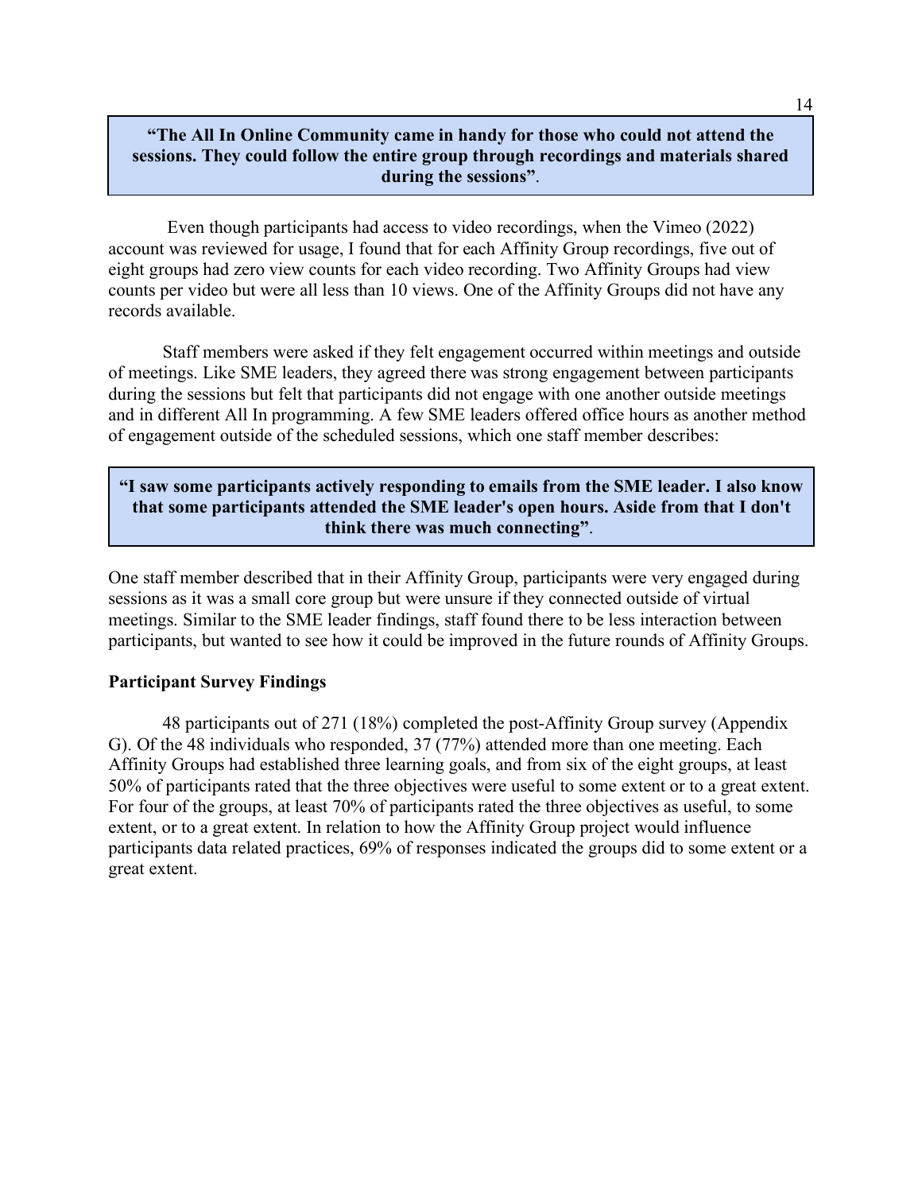> **"The All In Online Community came in handy for those who could not attend the sessions. They could follow the entire group through recordings and materials shared during the sessions"**.

Even though participants had access to video recordings, when the Vimeo (2022) account was reviewed for usage, I found that for each Affinity Group recordings, five out of eight groups had zero view counts for each video recording. Two Affinity Groups had view counts per video but were all less than 10 views. One of the Affinity Groups did not have any records available.

Staff members were asked if they felt engagement occurred within meetings and outside of meetings. Like SME leaders, they agreed there was strong engagement between participants during the sessions but felt that participants did not engage with one another outside meetings and in different All In programming. A few SME leaders offered office hours as another method of engagement outside of the scheduled sessions, which one staff member describes:

> **"I saw some participants actively responding to emails from the SME leader. I also know that some participants attended the SME leader's open hours. Aside from that I don't think there was much connecting"**.

One staff member described that in their Affinity Group, participants were very engaged during sessions as it was a small core group but were unsure if they connected outside of virtual meetings. Similar to the SME leader findings, staff found there to be less interaction between participants, but wanted to see how it could be improved in the future rounds of Affinity Groups.

**Participant Survey Findings**

48 participants out of 271 (18%) completed the post-Affinity Group survey (Appendix G). Of the 48 individuals who responded, 37 (77%) attended more than one meeting. Each Affinity Groups had established three learning goals, and from six of the eight groups, at least 50% of participants rated that the three objectives were useful to some extent or to a great extent. For four of the groups, at least 70% of participants rated the three objectives as useful, to some extent, or to a great extent. In relation to how the Affinity Group project would influence participants data related practices, 69% of responses indicated the groups did to some extent or a great extent.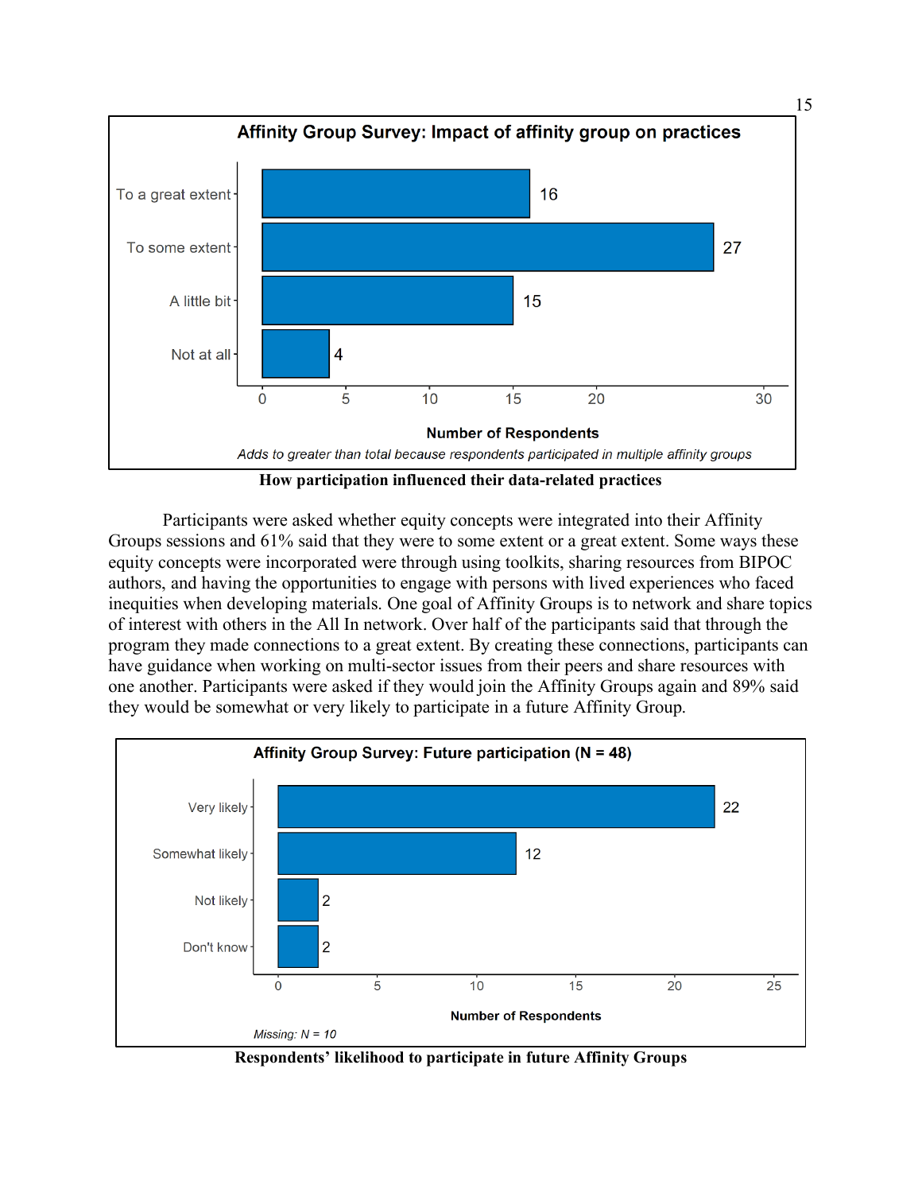**Affinity Group Survey: Impact of affinity group on practices**

| Response | Number of Respondents |
|---|---|
| To a great extent | 16 |
| To some extent | 27 |
| A little bit | 15 |
| Not at all | 4 |

*Adds to greater than total because respondents participated in multiple affinity groups*

**How participation influenced their data-related practices**

Participants were asked whether equity concepts were integrated into their Affinity Groups sessions and 61% said that they were to some extent or a great extent. Some ways these equity concepts were incorporated were through using toolkits, sharing resources from BIPOC authors, and having the opportunities to engage with persons with lived experiences who faced inequities when developing materials. One goal of Affinity Groups is to network and share topics of interest with others in the All In network. Over half of the participants said that through the program they made connections to a great extent. By creating these connections, participants can have guidance when working on multi-sector issues from their peers and share resources with one another. Participants were asked if they would join the Affinity Groups again and 89% said they would be somewhat or very likely to participate in a future Affinity Group.

**Affinity Group Survey: Future participation (N = 48)**

| Response | Number of Respondents |
|---|---|
| Very likely | 22 |
| Somewhat likely | 12 |
| Not likely | 2 |
| Don't know | 2 |

*Missing: N = 10*

**Respondents' likelihood to participate in future Affinity Groups**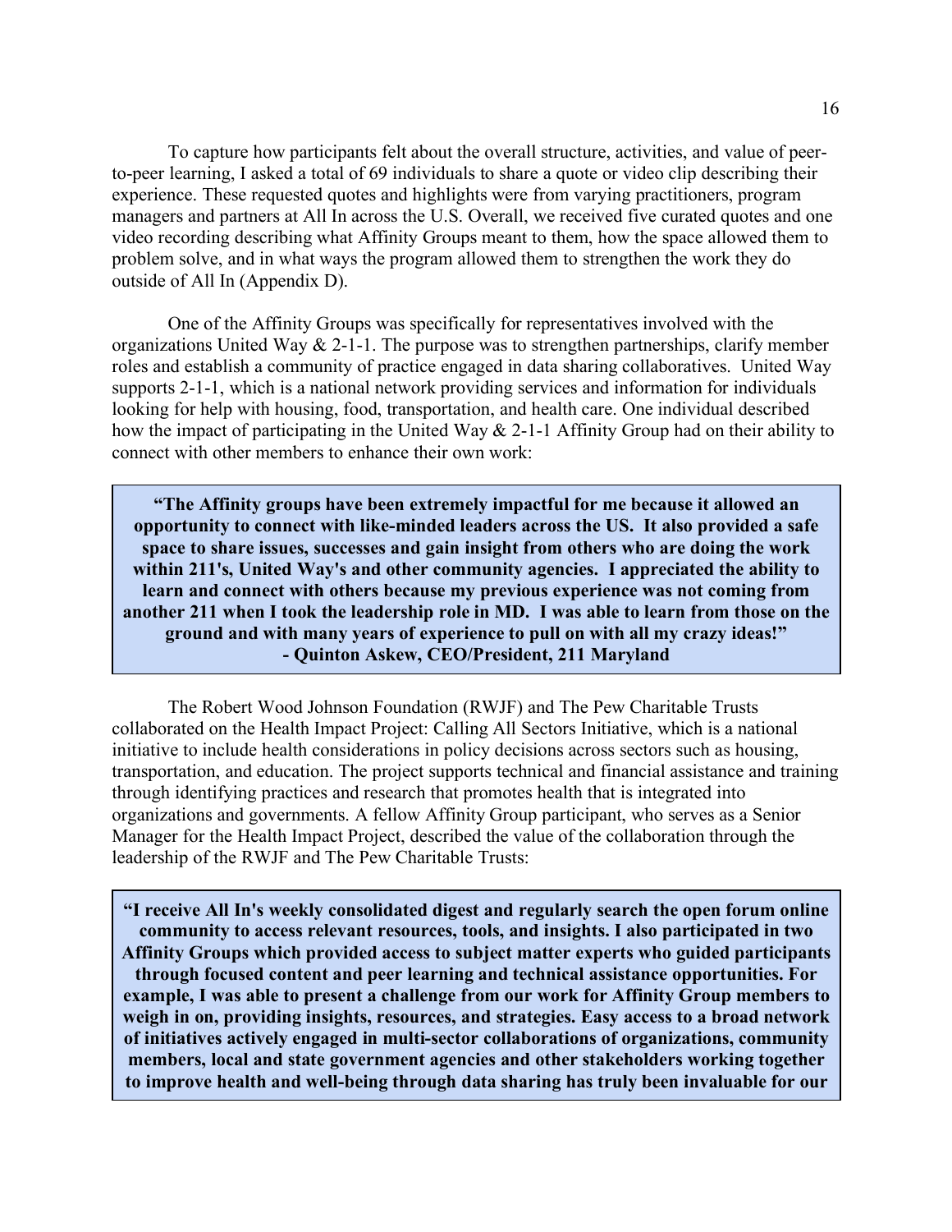To capture how participants felt about the overall structure, activities, and value of peer-to-peer learning, I asked a total of 69 individuals to share a quote or video clip describing their experience. These requested quotes and highlights were from varying practitioners, program managers and partners at All In across the U.S. Overall, we received five curated quotes and one video recording describing what Affinity Groups meant to them, how the space allowed them to problem solve, and in what ways the program allowed them to strengthen the work they do outside of All In (Appendix D).

One of the Affinity Groups was specifically for representatives involved with the organizations United Way & 2-1-1. The purpose was to strengthen partnerships, clarify member roles and establish a community of practice engaged in data sharing collaboratives. United Way supports 2-1-1, which is a national network providing services and information for individuals looking for help with housing, food, transportation, and health care. One individual described how the impact of participating in the United Way & 2-1-1 Affinity Group had on their ability to connect with other members to enhance their own work:

> **"The Affinity groups have been extremely impactful for me because it allowed an opportunity to connect with like-minded leaders across the US. It also provided a safe space to share issues, successes and gain insight from others who are doing the work within 211's, United Way's and other community agencies. I appreciated the ability to learn and connect with others because my previous experience was not coming from another 211 when I took the leadership role in MD. I was able to learn from those on the ground and with many years of experience to pull on with all my crazy ideas!"**
> **- Quinton Askew, CEO/President, 211 Maryland**

The Robert Wood Johnson Foundation (RWJF) and The Pew Charitable Trusts collaborated on the Health Impact Project: Calling All Sectors Initiative, which is a national initiative to include health considerations in policy decisions across sectors such as housing, transportation, and education. The project supports technical and financial assistance and training through identifying practices and research that promotes health that is integrated into organizations and governments. A fellow Affinity Group participant, who serves as a Senior Manager for the Health Impact Project, described the value of the collaboration through the leadership of the RWJF and The Pew Charitable Trusts:

> **"I receive All In's weekly consolidated digest and regularly search the open forum online community to access relevant resources, tools, and insights. I also participated in two Affinity Groups which provided access to subject matter experts who guided participants through focused content and peer learning and technical assistance opportunities. For example, I was able to present a challenge from our work for Affinity Group members to weigh in on, providing insights, resources, and strategies. Easy access to a broad network of initiatives actively engaged in multi-sector collaborations of organizations, community members, local and state government agencies and other stakeholders working together to improve health and well-being through data sharing has truly been invaluable for our**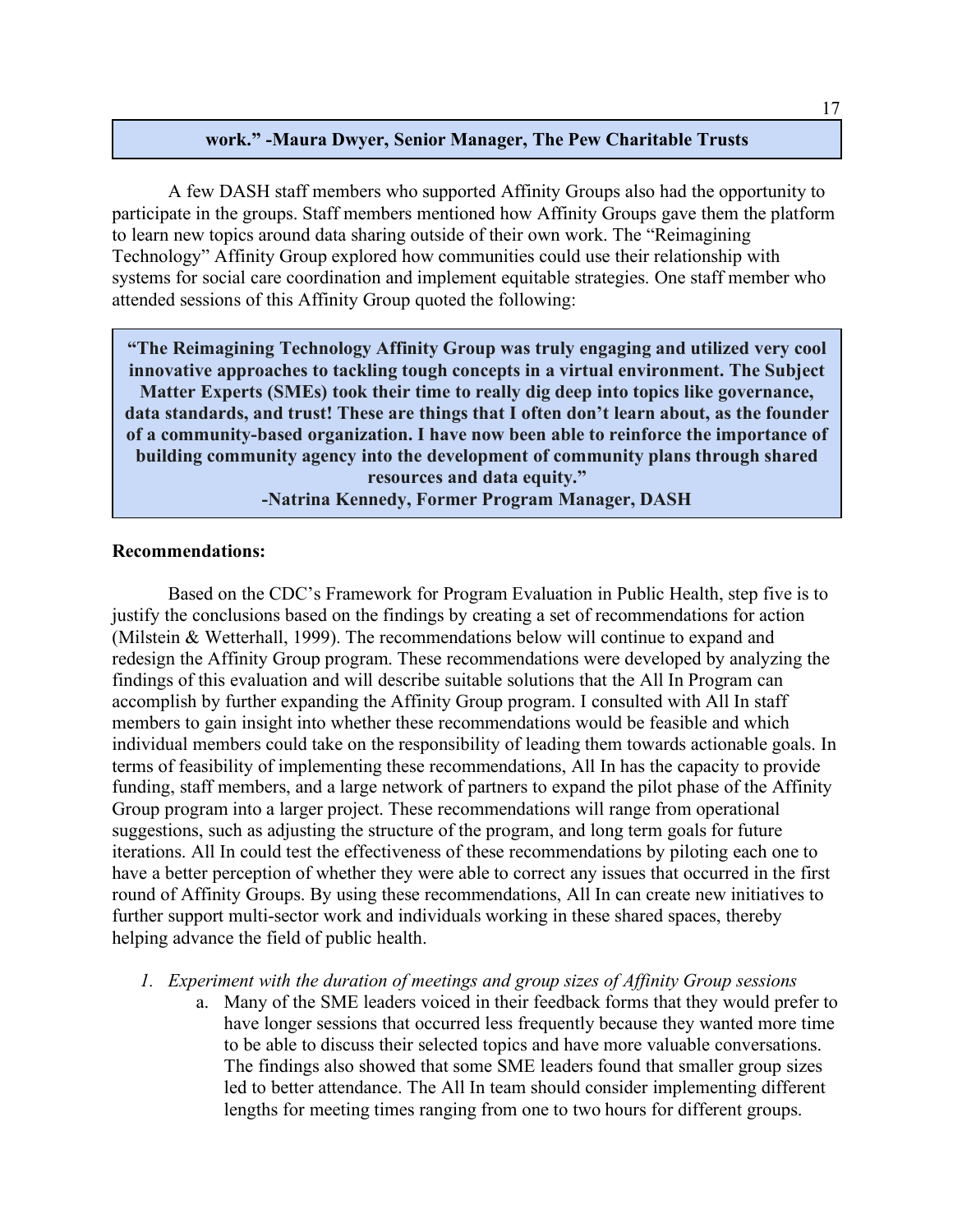**work." -Maura Dwyer, Senior Manager, The Pew Charitable Trusts**

A few DASH staff members who supported Affinity Groups also had the opportunity to participate in the groups. Staff members mentioned how Affinity Groups gave them the platform to learn new topics around data sharing outside of their own work. The "Reimagining Technology" Affinity Group explored how communities could use their relationship with systems for social care coordination and implement equitable strategies. One staff member who attended sessions of this Affinity Group quoted the following:

> **"The Reimagining Technology Affinity Group was truly engaging and utilized very cool innovative approaches to tackling tough concepts in a virtual environment. The Subject Matter Experts (SMEs) took their time to really dig deep into topics like governance, data standards, and trust! These are things that I often don't learn about, as the founder of a community-based organization. I have now been able to reinforce the importance of building community agency into the development of community plans through shared resources and data equity."**
>
> **-Natrina Kennedy, Former Program Manager, DASH**

**Recommendations:**

Based on the CDC's Framework for Program Evaluation in Public Health, step five is to justify the conclusions based on the findings by creating a set of recommendations for action (Milstein & Wetterhall, 1999). The recommendations below will continue to expand and redesign the Affinity Group program. These recommendations were developed by analyzing the findings of this evaluation and will describe suitable solutions that the All In Program can accomplish by further expanding the Affinity Group program. I consulted with All In staff members to gain insight into whether these recommendations would be feasible and which individual members could take on the responsibility of leading them towards actionable goals. In terms of feasibility of implementing these recommendations, All In has the capacity to provide funding, staff members, and a large network of partners to expand the pilot phase of the Affinity Group program into a larger project. These recommendations will range from operational suggestions, such as adjusting the structure of the program, and long term goals for future iterations. All In could test the effectiveness of these recommendations by piloting each one to have a better perception of whether they were able to correct any issues that occurred in the first round of Affinity Groups. By using these recommendations, All In can create new initiatives to further support multi-sector work and individuals working in these shared spaces, thereby helping advance the field of public health.

1. *Experiment with the duration of meetings and group sizes of Affinity Group sessions*
    a. Many of the SME leaders voiced in their feedback forms that they would prefer to have longer sessions that occurred less frequently because they wanted more time to be able to discuss their selected topics and have more valuable conversations. The findings also showed that some SME leaders found that smaller group sizes led to better attendance. The All In team should consider implementing different lengths for meeting times ranging from one to two hours for different groups.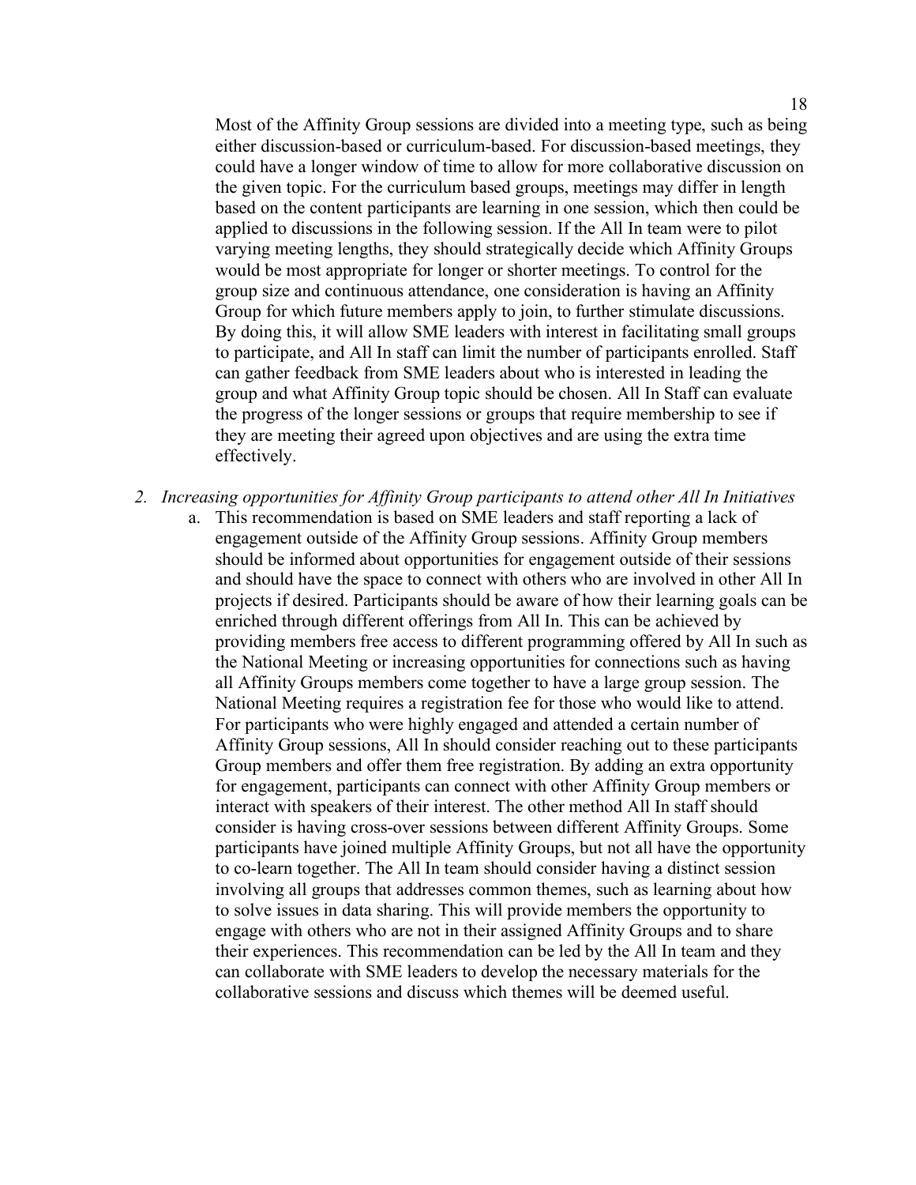Most of the Affinity Group sessions are divided into a meeting type, such as being either discussion-based or curriculum-based. For discussion-based meetings, they could have a longer window of time to allow for more collaborative discussion on the given topic. For the curriculum based groups, meetings may differ in length based on the content participants are learning in one session, which then could be applied to discussions in the following session. If the All In team were to pilot varying meeting lengths, they should strategically decide which Affinity Groups would be most appropriate for longer or shorter meetings. To control for the group size and continuous attendance, one consideration is having an Affinity Group for which future members apply to join, to further stimulate discussions. By doing this, it will allow SME leaders with interest in facilitating small groups to participate, and All In staff can limit the number of participants enrolled. Staff can gather feedback from SME leaders about who is interested in leading the group and what Affinity Group topic should be chosen. All In Staff can evaluate the progress of the longer sessions or groups that require membership to see if they are meeting their agreed upon objectives and are using the extra time effectively.

2. *Increasing opportunities for Affinity Group participants to attend other All In Initiatives*
   a. This recommendation is based on SME leaders and staff reporting a lack of engagement outside of the Affinity Group sessions. Affinity Group members should be informed about opportunities for engagement outside of their sessions and should have the space to connect with others who are involved in other All In projects if desired. Participants should be aware of how their learning goals can be enriched through different offerings from All In. This can be achieved by providing members free access to different programming offered by All In such as the National Meeting or increasing opportunities for connections such as having all Affinity Groups members come together to have a large group session. The National Meeting requires a registration fee for those who would like to attend. For participants who were highly engaged and attended a certain number of Affinity Group sessions, All In should consider reaching out to these participants Group members and offer them free registration. By adding an extra opportunity for engagement, participants can connect with other Affinity Group members or interact with speakers of their interest. The other method All In staff should consider is having cross-over sessions between different Affinity Groups. Some participants have joined multiple Affinity Groups, but not all have the opportunity to co-learn together. The All In team should consider having a distinct session involving all groups that addresses common themes, such as learning about how to solve issues in data sharing. This will provide members the opportunity to engage with others who are not in their assigned Affinity Groups and to share their experiences. This recommendation can be led by the All In team and they can collaborate with SME leaders to develop the necessary materials for the collaborative sessions and discuss which themes will be deemed useful.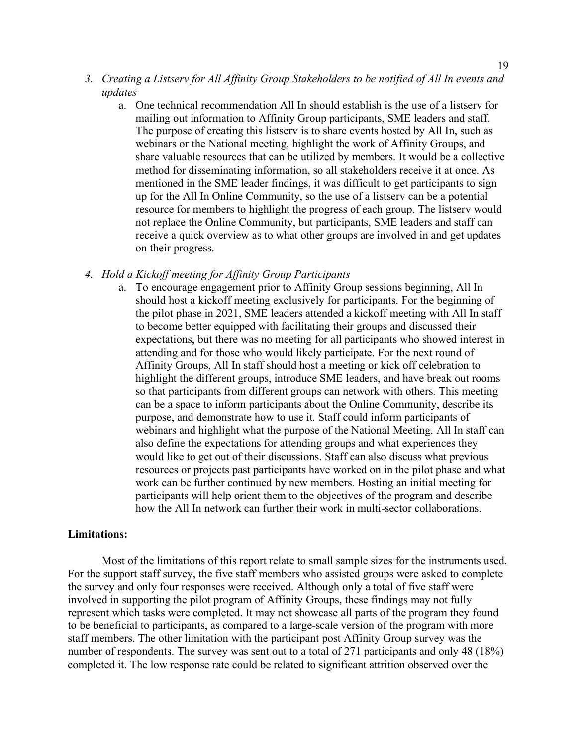3. *Creating a Listserv for All Affinity Group Stakeholders to be notified of All In events and updates*
    a. One technical recommendation All In should establish is the use of a listserv for mailing out information to Affinity Group participants, SME leaders and staff. The purpose of creating this listserv is to share events hosted by All In, such as webinars or the National meeting, highlight the work of Affinity Groups, and share valuable resources that can be utilized by members. It would be a collective method for disseminating information, so all stakeholders receive it at once. As mentioned in the SME leader findings, it was difficult to get participants to sign up for the All In Online Community, so the use of a listserv can be a potential resource for members to highlight the progress of each group. The listserv would not replace the Online Community, but participants, SME leaders and staff can receive a quick overview as to what other groups are involved in and get updates on their progress.

4. *Hold a Kickoff meeting for Affinity Group Participants*
    a. To encourage engagement prior to Affinity Group sessions beginning, All In should host a kickoff meeting exclusively for participants. For the beginning of the pilot phase in 2021, SME leaders attended a kickoff meeting with All In staff to become better equipped with facilitating their groups and discussed their expectations, but there was no meeting for all participants who showed interest in attending and for those who would likely participate. For the next round of Affinity Groups, All In staff should host a meeting or kick off celebration to highlight the different groups, introduce SME leaders, and have break out rooms so that participants from different groups can network with others. This meeting can be a space to inform participants about the Online Community, describe its purpose, and demonstrate how to use it. Staff could inform participants of webinars and highlight what the purpose of the National Meeting. All In staff can also define the expectations for attending groups and what experiences they would like to get out of their discussions. Staff can also discuss what previous resources or projects past participants have worked on in the pilot phase and what work can be further continued by new members. Hosting an initial meeting for participants will help orient them to the objectives of the program and describe how the All In network can further their work in multi-sector collaborations.

**Limitations:**

Most of the limitations of this report relate to small sample sizes for the instruments used. For the support staff survey, the five staff members who assisted groups were asked to complete the survey and only four responses were received. Although only a total of five staff were involved in supporting the pilot program of Affinity Groups, these findings may not fully represent which tasks were completed. It may not showcase all parts of the program they found to be beneficial to participants, as compared to a large-scale version of the program with more staff members. The other limitation with the participant post Affinity Group survey was the number of respondents. The survey was sent out to a total of 271 participants and only 48 (18%) completed it. The low response rate could be related to significant attrition observed over the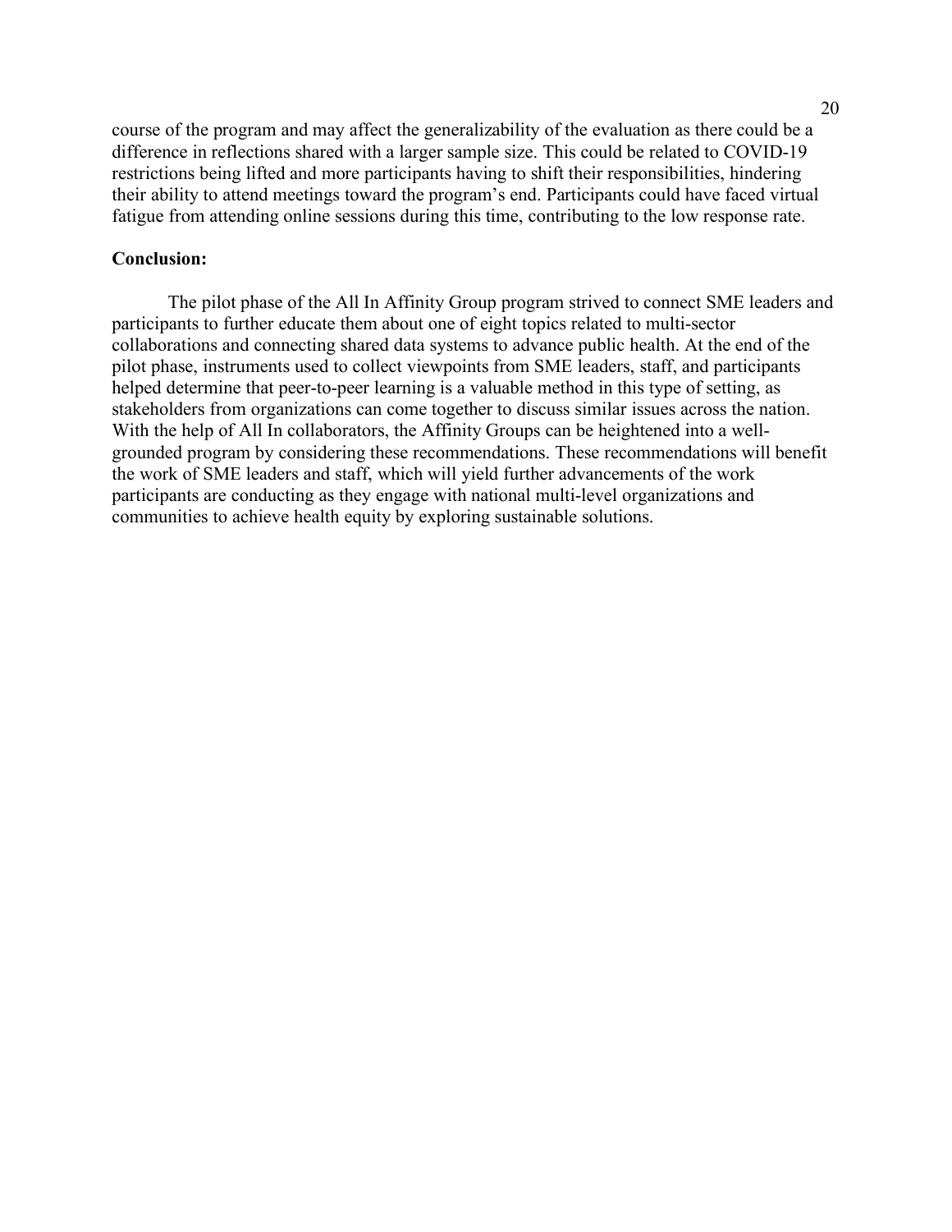course of the program and may affect the generalizability of the evaluation as there could be a difference in reflections shared with a larger sample size. This could be related to COVID-19 restrictions being lifted and more participants having to shift their responsibilities, hindering their ability to attend meetings toward the program's end. Participants could have faced virtual fatigue from attending online sessions during this time, contributing to the low response rate.

**Conclusion:**

The pilot phase of the All In Affinity Group program strived to connect SME leaders and participants to further educate them about one of eight topics related to multi-sector collaborations and connecting shared data systems to advance public health. At the end of the pilot phase, instruments used to collect viewpoints from SME leaders, staff, and participants helped determine that peer-to-peer learning is a valuable method in this type of setting, as stakeholders from organizations can come together to discuss similar issues across the nation. With the help of All In collaborators, the Affinity Groups can be heightened into a well-grounded program by considering these recommendations. These recommendations will benefit the work of SME leaders and staff, which will yield further advancements of the work participants are conducting as they engage with national multi-level organizations and communities to achieve health equity by exploring sustainable solutions.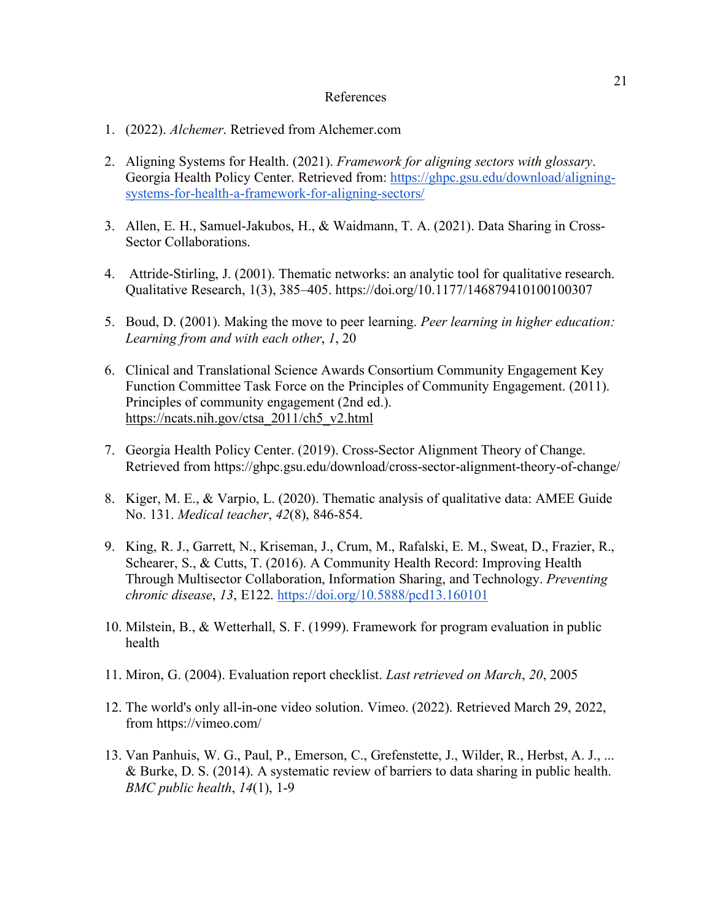# References

1. (2022). *Alchemer*. Retrieved from Alchemer.com

2. Aligning Systems for Health. (2021). *Framework for aligning sectors with glossary*. Georgia Health Policy Center. Retrieved from: https://ghpc.gsu.edu/download/aligning-systems-for-health-a-framework-for-aligning-sectors/

3. Allen, E. H., Samuel-Jakubos, H., & Waidmann, T. A. (2021). Data Sharing in Cross-Sector Collaborations.

4. Attride-Stirling, J. (2001). Thematic networks: an analytic tool for qualitative research. Qualitative Research, 1(3), 385–405. https://doi.org/10.1177/146879410100100307

5. Boud, D. (2001). Making the move to peer learning. *Peer learning in higher education: Learning from and with each other*, *1*, 20

6. Clinical and Translational Science Awards Consortium Community Engagement Key Function Committee Task Force on the Principles of Community Engagement. (2011). Principles of community engagement (2nd ed.). https://ncats.nih.gov/ctsa_2011/ch5_v2.html

7. Georgia Health Policy Center. (2019). Cross-Sector Alignment Theory of Change. Retrieved from https://ghpc.gsu.edu/download/cross-sector-alignment-theory-of-change/

8. Kiger, M. E., & Varpio, L. (2020). Thematic analysis of qualitative data: AMEE Guide No. 131. *Medical teacher*, *42*(8), 846-854.

9. King, R. J., Garrett, N., Kriseman, J., Crum, M., Rafalski, E. M., Sweat, D., Frazier, R., Schearer, S., & Cutts, T. (2016). A Community Health Record: Improving Health Through Multisector Collaboration, Information Sharing, and Technology. *Preventing chronic disease*, *13*, E122. https://doi.org/10.5888/pcd13.160101

10. Milstein, B., & Wetterhall, S. F. (1999). Framework for program evaluation in public health

11. Miron, G. (2004). Evaluation report checklist. *Last retrieved on March*, *20*, 2005

12. The world's only all-in-one video solution. Vimeo. (2022). Retrieved March 29, 2022, from https://vimeo.com/

13. Van Panhuis, W. G., Paul, P., Emerson, C., Grefenstette, J., Wilder, R., Herbst, A. J., ... & Burke, D. S. (2014). A systematic review of barriers to data sharing in public health. *BMC public health*, *14*(1), 1-9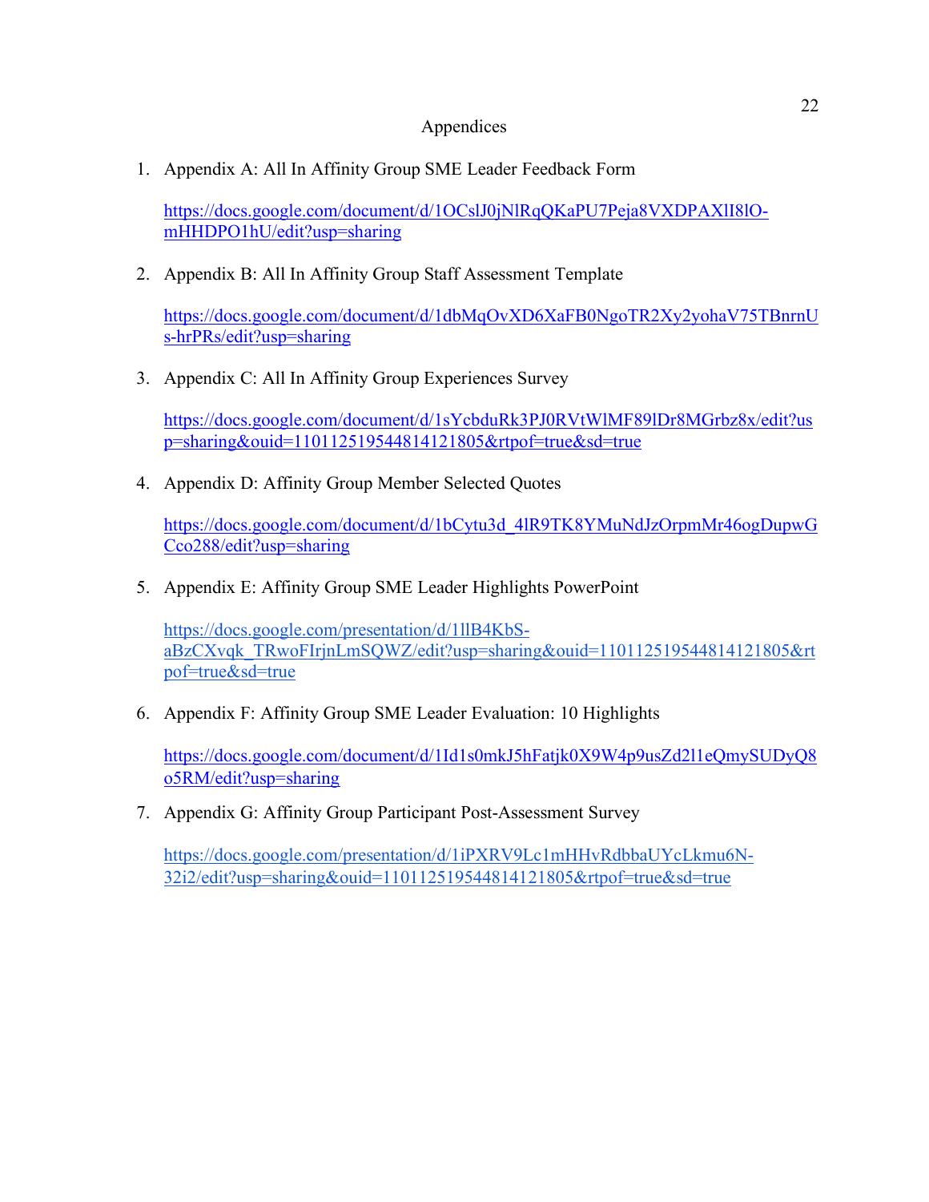# Appendices

1. Appendix A: All In Affinity Group SME Leader Feedback Form

   https://docs.google.com/document/d/1OCslJ0jNlRqQKaPU7Peja8VXDPAXlI8lO-mHHDPO1hU/edit?usp=sharing

2. Appendix B: All In Affinity Group Staff Assessment Template

   https://docs.google.com/document/d/1dbMqOvXD6XaFB0NgoTR2Xy2yohaV75TBnrnUs-hrPRs/edit?usp=sharing

3. Appendix C: All In Affinity Group Experiences Survey

   https://docs.google.com/document/d/1sYcbduRk3PJ0RVtWlMF89lDr8MGrbz8x/edit?usp=sharing&ouid=110112519544814121805&rtpof=true&sd=true

4. Appendix D: Affinity Group Member Selected Quotes

   https://docs.google.com/document/d/1bCytu3d_4lR9TK8YMuNdJzOrpmMr46ogDupwGCco288/edit?usp=sharing

5. Appendix E: Affinity Group SME Leader Highlights PowerPoint

   https://docs.google.com/presentation/d/1llB4KbS-aBzCXvqk_TRwoFIrjnLmSQWZ/edit?usp=sharing&ouid=110112519544814121805&rtpof=true&sd=true

6. Appendix F: Affinity Group SME Leader Evaluation: 10 Highlights

   https://docs.google.com/document/d/1Id1s0mkJ5hFatjk0X9W4p9usZd2l1eQmySUDyQ8o5RM/edit?usp=sharing

7. Appendix G: Affinity Group Participant Post-Assessment Survey

   https://docs.google.com/presentation/d/1iPXRV9Lc1mHHvRdbbaUYcLkmu6N-32i2/edit?usp=sharing&ouid=110112519544814121805&rtpof=true&sd=true